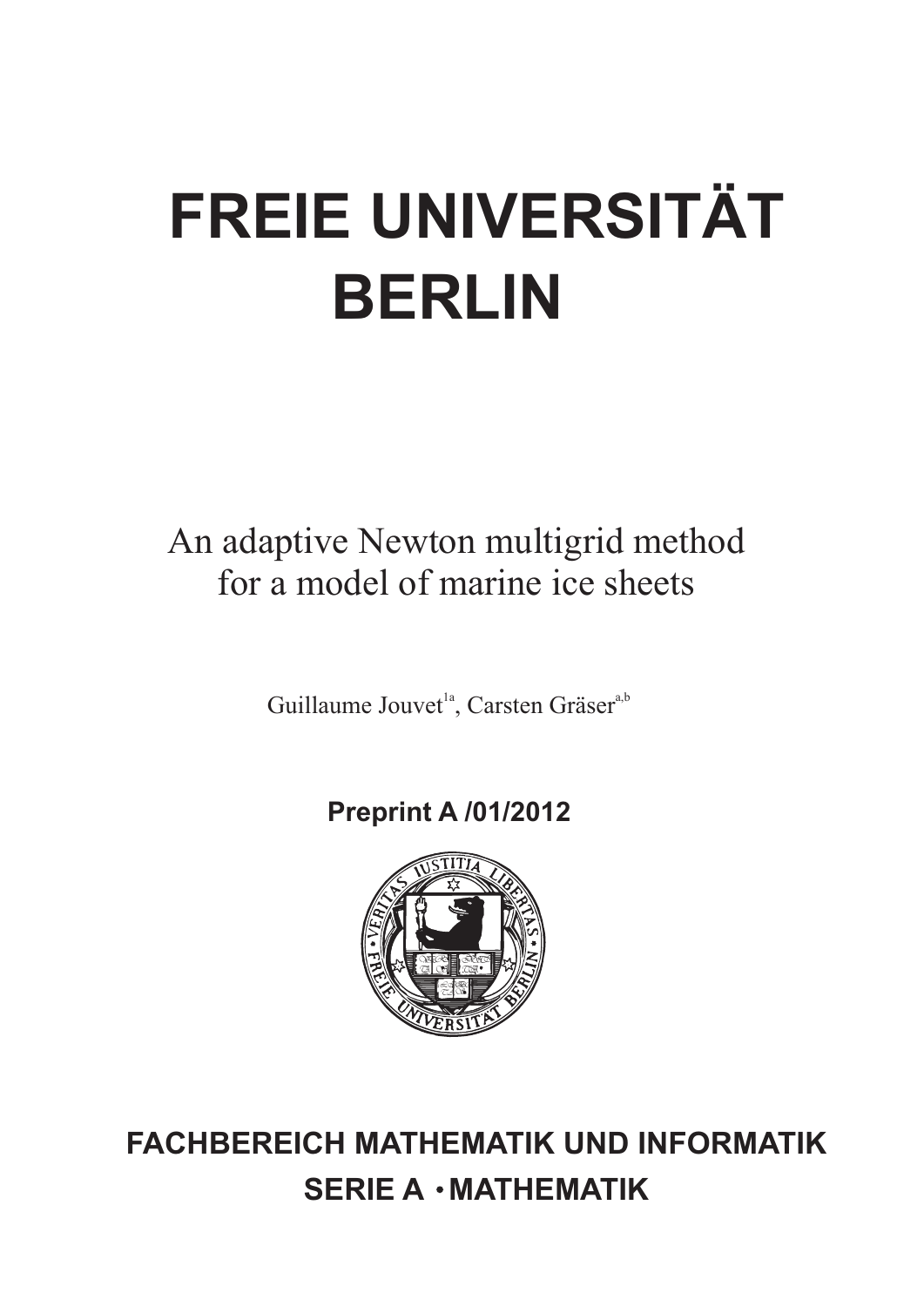# FREIE UNIVERSITÄT BERLIN

An adaptive Newton multigrid method for a model of marine ice sheets

Guillaume Jouvet[1a], Carsten Gräser[a,b]

**Preprint A /01/2012**

**FACHBEREICH MATHEMATIK UND INFORMATIK**

**SERIE A • MATHEMATIK**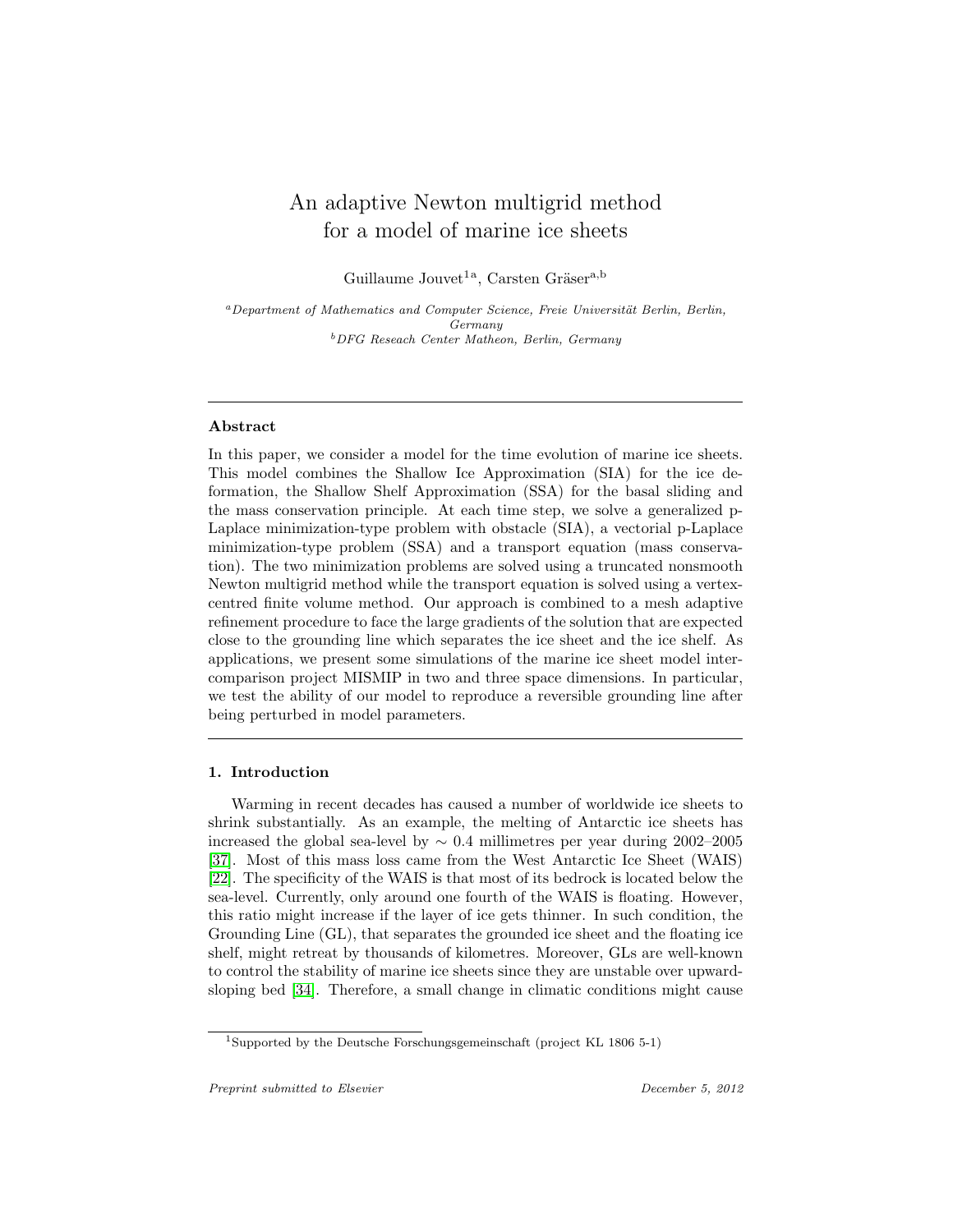# An adaptive Newton multigrid method for a model of marine ice sheets

Guillaume Jouvet[1a], Carsten Gräser[a,b]

[a]*Department of Mathematics and Computer Science, Freie Universität Berlin, Berlin, Germany*
[b]*DFG Reseach Center Matheon, Berlin, Germany*

---

### Abstract

In this paper, we consider a model for the time evolution of marine ice sheets. This model combines the Shallow Ice Approximation (SIA) for the ice deformation, the Shallow Shelf Approximation (SSA) for the basal sliding and the mass conservation principle. At each time step, we solve a generalized p-Laplace minimization-type problem with obstacle (SIA), a vectorial p-Laplace minimization-type problem (SSA) and a transport equation (mass conservation). The two minimization problems are solved using a truncated nonsmooth Newton multigrid method while the transport equation is solved using a vertex-centred finite volume method. Our approach is combined to a mesh adaptive refinement procedure to face the large gradients of the solution that are expected close to the grounding line which separates the ice sheet and the ice shelf. As applications, we present some simulations of the marine ice sheet model intercomparison project MISMIP in two and three space dimensions. In particular, we test the ability of our model to reproduce a reversible grounding line after being perturbed in model parameters.

---

### 1. Introduction

Warming in recent decades has caused a number of worldwide ice sheets to shrink substantially. As an example, the melting of Antarctic ice sheets has increased the global sea-level by $\sim 0.4$ millimetres per year during 2002–2005 [37]. Most of this mass loss came from the West Antarctic Ice Sheet (WAIS) [22]. The specificity of the WAIS is that most of its bedrock is located below the sea-level. Currently, only around one fourth of the WAIS is floating. However, this ratio might increase if the layer of ice gets thinner. In such condition, the Grounding Line (GL), that separates the grounded ice sheet and the floating ice shelf, might retreat by thousands of kilometres. Moreover, GLs are well-known to control the stability of marine ice sheets since they are unstable over upward-sloping bed [34]. Therefore, a small change in climatic conditions might cause

[1]Supported by the Deutsche Forschungsgemeinschaft (project KL 1806 5-1)

*Preprint submitted to Elsevier* December 5, 2012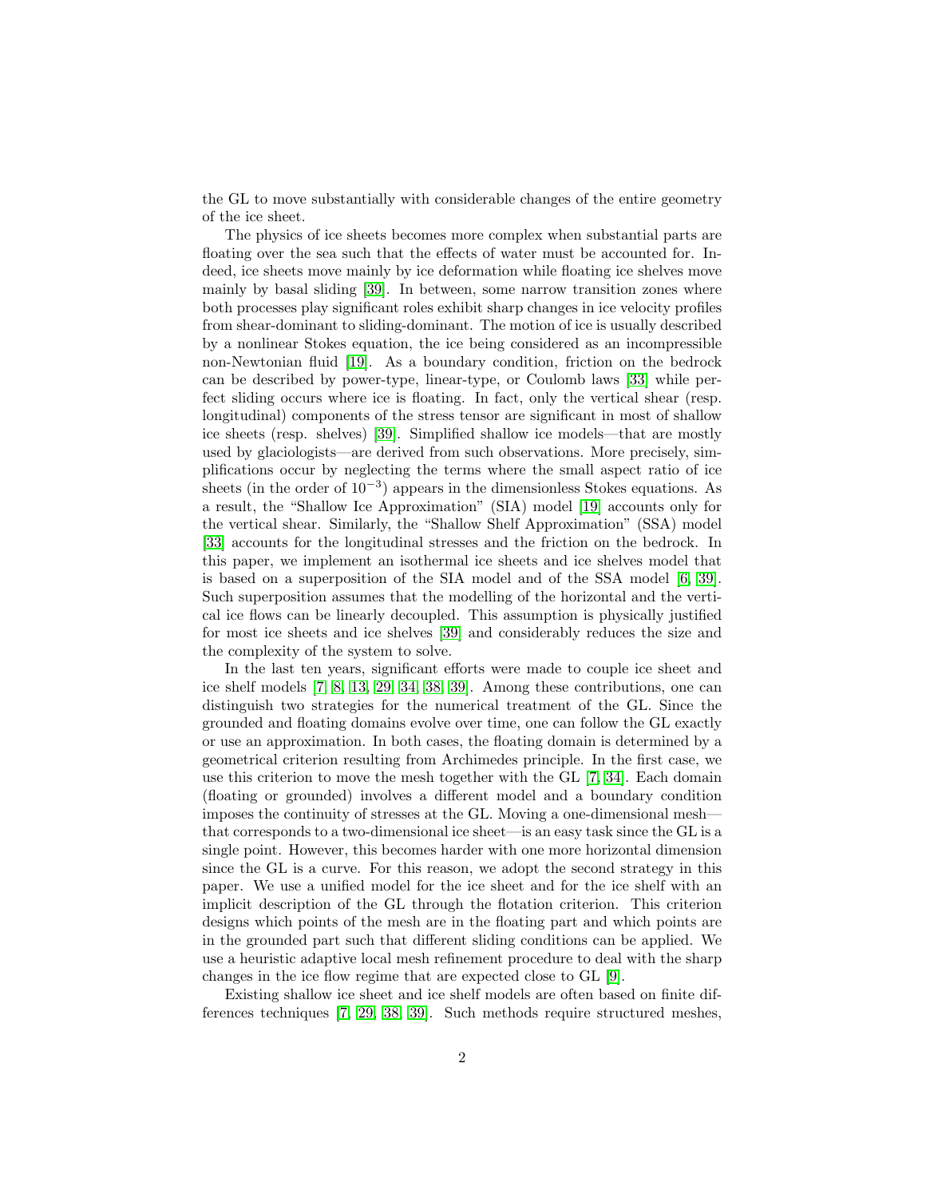the GL to move substantially with considerable changes of the entire geometry of the ice sheet.

The physics of ice sheets becomes more complex when substantial parts are floating over the sea such that the effects of water must be accounted for. Indeed, ice sheets move mainly by ice deformation while floating ice shelves move mainly by basal sliding [39]. In between, some narrow transition zones where both processes play significant roles exhibit sharp changes in ice velocity profiles from shear-dominant to sliding-dominant. The motion of ice is usually described by a nonlinear Stokes equation, the ice being considered as an incompressible non-Newtonian fluid [19]. As a boundary condition, friction on the bedrock can be described by power-type, linear-type, or Coulomb laws [33] while perfect sliding occurs where ice is floating. In fact, only the vertical shear (resp. longitudinal) components of the stress tensor are significant in most of shallow ice sheets (resp. shelves) [39]. Simplified shallow ice models—that are mostly used by glaciologists—are derived from such observations. More precisely, simplifications occur by neglecting the terms where the small aspect ratio of ice sheets (in the order of $10^{-3}$) appears in the dimensionless Stokes equations. As a result, the "Shallow Ice Approximation" (SIA) model [19] accounts only for the vertical shear. Similarly, the "Shallow Shelf Approximation" (SSA) model [33] accounts for the longitudinal stresses and the friction on the bedrock. In this paper, we implement an isothermal ice sheets and ice shelves model that is based on a superposition of the SIA model and of the SSA model [6, 39]. Such superposition assumes that the modelling of the horizontal and the vertical ice flows can be linearly decoupled. This assumption is physically justified for most ice sheets and ice shelves [39] and considerably reduces the size and the complexity of the system to solve.

In the last ten years, significant efforts were made to couple ice sheet and ice shelf models [7, 8, 13, 29, 34, 38, 39]. Among these contributions, one can distinguish two strategies for the numerical treatment of the GL. Since the grounded and floating domains evolve over time, one can follow the GL exactly or use an approximation. In both cases, the floating domain is determined by a geometrical criterion resulting from Archimedes principle. In the first case, we use this criterion to move the mesh together with the GL [7, 34]. Each domain (floating or grounded) involves a different model and a boundary condition imposes the continuity of stresses at the GL. Moving a one-dimensional mesh—that corresponds to a two-dimensional ice sheet—is an easy task since the GL is a single point. However, this becomes harder with one more horizontal dimension since the GL is a curve. For this reason, we adopt the second strategy in this paper. We use a unified model for the ice sheet and for the ice shelf with an implicit description of the GL through the flotation criterion. This criterion designs which points of the mesh are in the floating part and which points are in the grounded part such that different sliding conditions can be applied. We use a heuristic adaptive local mesh refinement procedure to deal with the sharp changes in the ice flow regime that are expected close to GL [9].

Existing shallow ice sheet and ice shelf models are often based on finite differences techniques [7, 29, 38, 39]. Such methods require structured meshes,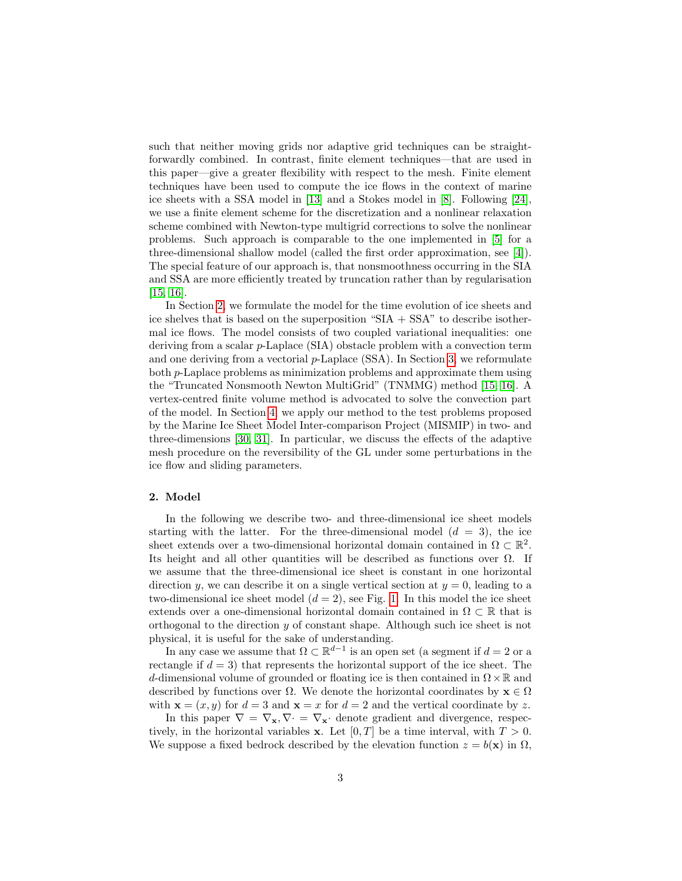such that neither moving grids nor adaptive grid techniques can be straightforwardly combined. In contrast, finite element techniques—that are used in this paper—give a greater flexibility with respect to the mesh. Finite element techniques have been used to compute the ice flows in the context of marine ice sheets with a SSA model in [13] and a Stokes model in [8]. Following [24], we use a finite element scheme for the discretization and a nonlinear relaxation scheme combined with Newton-type multigrid corrections to solve the nonlinear problems. Such approach is comparable to the one implemented in [5] for a three-dimensional shallow model (called the first order approximation, see [4]). The special feature of our approach is, that nonsmoothness occurring in the SIA and SSA are more efficiently treated by truncation rather than by regularisation [15, 16].

In Section 2, we formulate the model for the time evolution of ice sheets and ice shelves that is based on the superposition "SIA + SSA" to describe isothermal ice flows. The model consists of two coupled variational inequalities: one deriving from a scalar $p$-Laplace (SIA) obstacle problem with a convection term and one deriving from a vectorial $p$-Laplace (SSA). In Section 3, we reformulate both $p$-Laplace problems as minimization problems and approximate them using the "Truncated Nonsmooth Newton MultiGrid" (TNMMG) method [15, 16]. A vertex-centred finite volume method is advocated to solve the convection part of the model. In Section 4, we apply our method to the test problems proposed by the Marine Ice Sheet Model Inter-comparison Project (MISMIP) in two- and three-dimensions [30, 31]. In particular, we discuss the effects of the adaptive mesh procedure on the reversibility of the GL under some perturbations in the ice flow and sliding parameters.

## 2. Model

In the following we describe two- and three-dimensional ice sheet models starting with the latter. For the three-dimensional model ($d = 3$), the ice sheet extends over a two-dimensional horizontal domain contained in $\Omega \subset \mathbb{R}^2$. Its height and all other quantities will be described as functions over $\Omega$. If we assume that the three-dimensional ice sheet is constant in one horizontal direction $y$, we can describe it on a single vertical section at $y = 0$, leading to a two-dimensional ice sheet model ($d = 2$), see Fig. 1. In this model the ice sheet extends over a one-dimensional horizontal domain contained in $\Omega \subset \mathbb{R}$ that is orthogonal to the direction $y$ of constant shape. Although such ice sheet is not physical, it is useful for the sake of understanding.

In any case we assume that $\Omega \subset \mathbb{R}^{d-1}$ is an open set (a segment if $d = 2$ or a rectangle if $d = 3$) that represents the horizontal support of the ice sheet. The $d$-dimensional volume of grounded or floating ice is then contained in $\Omega \times \mathbb{R}$ and described by functions over $\Omega$. We denote the horizontal coordinates by $\mathbf{x} \in \Omega$ with $\mathbf{x} = (x, y)$ for $d = 3$ and $\mathbf{x} = x$ for $d = 2$ and the vertical coordinate by $z$.

In this paper $\nabla = \nabla_{\mathbf{x}}, \nabla\cdot = \nabla_{\mathbf{x}}\cdot$ denote gradient and divergence, respectively, in the horizontal variables $\mathbf{x}$. Let $[0, T]$ be a time interval, with $T > 0$. We suppose a fixed bedrock described by the elevation function $z = b(\mathbf{x})$ in $\Omega$,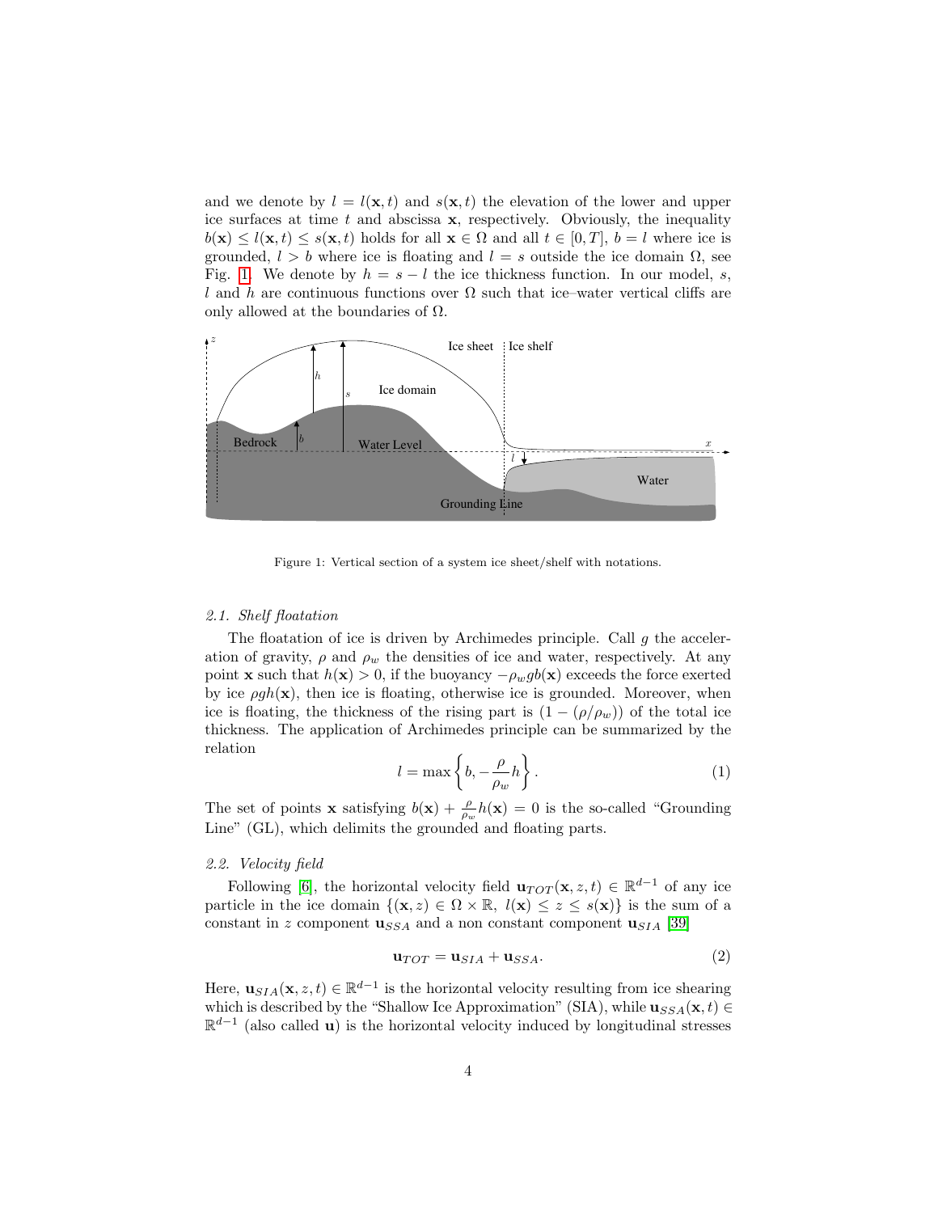and we denote by $l = l(\mathbf{x}, t)$ and $s(\mathbf{x}, t)$ the elevation of the lower and upper ice surfaces at time $t$ and abscissa $\mathbf{x}$, respectively. Obviously, the inequality $b(\mathbf{x}) \leq l(\mathbf{x}, t) \leq s(\mathbf{x}, t)$ holds for all $\mathbf{x} \in \Omega$ and all $t \in [0, T]$, $b = l$ where ice is grounded, $l > b$ where ice is floating and $l = s$ outside the ice domain $\Omega$, see Fig. 1. We denote by $h = s - l$ the ice thickness function. In our model, $s$, $l$ and $h$ are continuous functions over $\Omega$ such that ice–water vertical cliffs are only allowed at the boundaries of $\Omega$.

Figure 1: Vertical section of a system ice sheet/shelf with notations.

### 2.1. Shelf floatation

The floatation of ice is driven by Archimedes principle. Call $g$ the acceleration of gravity, $\rho$ and $\rho_w$ the densities of ice and water, respectively. At any point $\mathbf{x}$ such that $h(\mathbf{x}) > 0$, if the buoyancy $-\rho_w g b(\mathbf{x})$ exceeds the force exerted by ice $\rho g h(\mathbf{x})$, then ice is floating, otherwise ice is grounded. Moreover, when ice is floating, the thickness of the rising part is $(1 - (\rho/\rho_w))$ of the total ice thickness. The application of Archimedes principle can be summarized by the relation

$$l = \max\left\{ b, -\frac{\rho}{\rho_w} h \right\}. \tag{1}$$

The set of points $\mathbf{x}$ satisfying $b(\mathbf{x}) + \frac{\rho}{\rho_w} h(\mathbf{x}) = 0$ is the so-called "Grounding Line" (GL), which delimits the grounded and floating parts.

### 2.2. Velocity field

Following [6], the horizontal velocity field $\mathbf{u}_{TOT}(\mathbf{x}, z, t) \in \mathbb{R}^{d-1}$ of any ice particle in the ice domain $\{(\mathbf{x}, z) \in \Omega \times \mathbb{R},\ l(\mathbf{x}) \leq z \leq s(\mathbf{x})\}$ is the sum of a constant in $z$ component $\mathbf{u}_{SSA}$ and a non constant component $\mathbf{u}_{SIA}$ [39]

$$\mathbf{u}_{TOT} = \mathbf{u}_{SIA} + \mathbf{u}_{SSA}. \tag{2}$$

Here, $\mathbf{u}_{SIA}(\mathbf{x}, z, t) \in \mathbb{R}^{d-1}$ is the horizontal velocity resulting from ice shearing which is described by the "Shallow Ice Approximation" (SIA), while $\mathbf{u}_{SSA}(\mathbf{x}, t) \in \mathbb{R}^{d-1}$ (also called $\mathbf{u}$) is the horizontal velocity induced by longitudinal stresses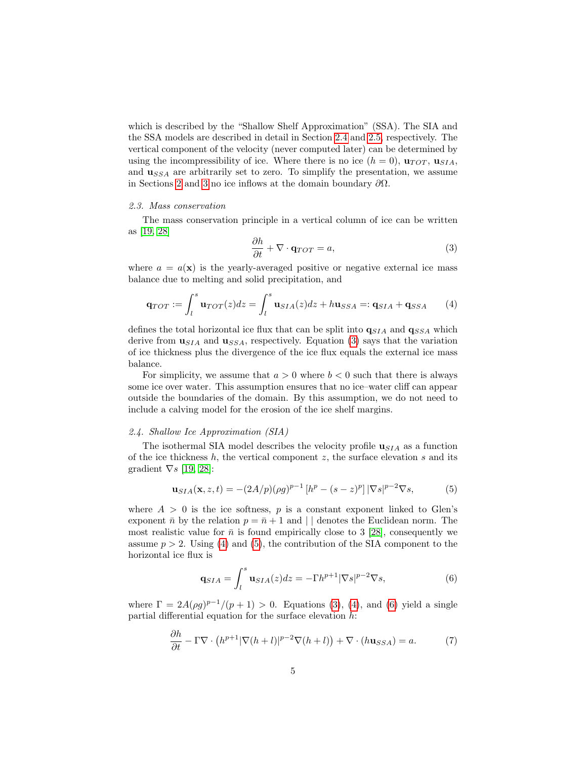which is described by the "Shallow Shelf Approximation" (SSA). The SIA and the SSA models are described in detail in Section 2.4 and 2.5, respectively. The vertical component of the velocity (never computed later) can be determined by using the incompressibility of ice. Where there is no ice ($h = 0$), $\mathbf{u}_{TOT}$, $\mathbf{u}_{SIA}$, and $\mathbf{u}_{SSA}$ are arbitrarily set to zero. To simplify the presentation, we assume in Sections 2 and 3 no ice inflows at the domain boundary $\partial\Omega$.

### 2.3. Mass conservation

The mass conservation principle in a vertical column of ice can be written as [19, 28]

$$\frac{\partial h}{\partial t} + \nabla \cdot \mathbf{q}_{TOT} = a, \tag{3}$$

where $a = a(\mathbf{x})$ is the yearly-averaged positive or negative external ice mass balance due to melting and solid precipitation, and

$$\mathbf{q}_{TOT} := \int_l^s \mathbf{u}_{TOT}(z)dz = \int_l^s \mathbf{u}_{SIA}(z)dz + h\mathbf{u}_{SSA} =: \mathbf{q}_{SIA} + \mathbf{q}_{SSA} \tag{4}$$

defines the total horizontal ice flux that can be split into $\mathbf{q}_{SIA}$ and $\mathbf{q}_{SSA}$ which derive from $\mathbf{u}_{SIA}$ and $\mathbf{u}_{SSA}$, respectively. Equation (3) says that the variation of ice thickness plus the divergence of the ice flux equals the external ice mass balance.

For simplicity, we assume that $a > 0$ where $b < 0$ such that there is always some ice over water. This assumption ensures that no ice–water cliff can appear outside the boundaries of the domain. By this assumption, we do not need to include a calving model for the erosion of the ice shelf margins.

### 2.4. Shallow Ice Approximation (SIA)

The isothermal SIA model describes the velocity profile $\mathbf{u}_{SIA}$ as a function of the ice thickness $h$, the vertical component $z$, the surface elevation $s$ and its gradient $\nabla s$ [19, 28]:

$$\mathbf{u}_{SIA}(\mathbf{x}, z, t) = -(2A/p)(\rho g)^{p-1}\left[h^p - (s-z)^p\right]|\nabla s|^{p-2}\nabla s, \tag{5}$$

where $A > 0$ is the ice softness, $p$ is a constant exponent linked to Glen's exponent $\bar{n}$ by the relation $p = \bar{n} + 1$ and $|\ |$ denotes the Euclidean norm. The most realistic value for $\bar{n}$ is found empirically close to 3 [28], consequently we assume $p > 2$. Using (4) and (5), the contribution of the SIA component to the horizontal ice flux is

$$\mathbf{q}_{SIA} = \int_l^s \mathbf{u}_{SIA}(z)dz = -\Gamma h^{p+1}|\nabla s|^{p-2}\nabla s, \tag{6}$$

where $\Gamma = 2A(\rho g)^{p-1}/(p+1) > 0$. Equations (3), (4), and (6) yield a single partial differential equation for the surface elevation $h$:

$$\frac{\partial h}{\partial t} - \Gamma\nabla \cdot \left(h^{p+1}|\nabla(h+l)|^{p-2}\nabla(h+l)\right) + \nabla \cdot (h\mathbf{u}_{SSA}) = a. \tag{7}$$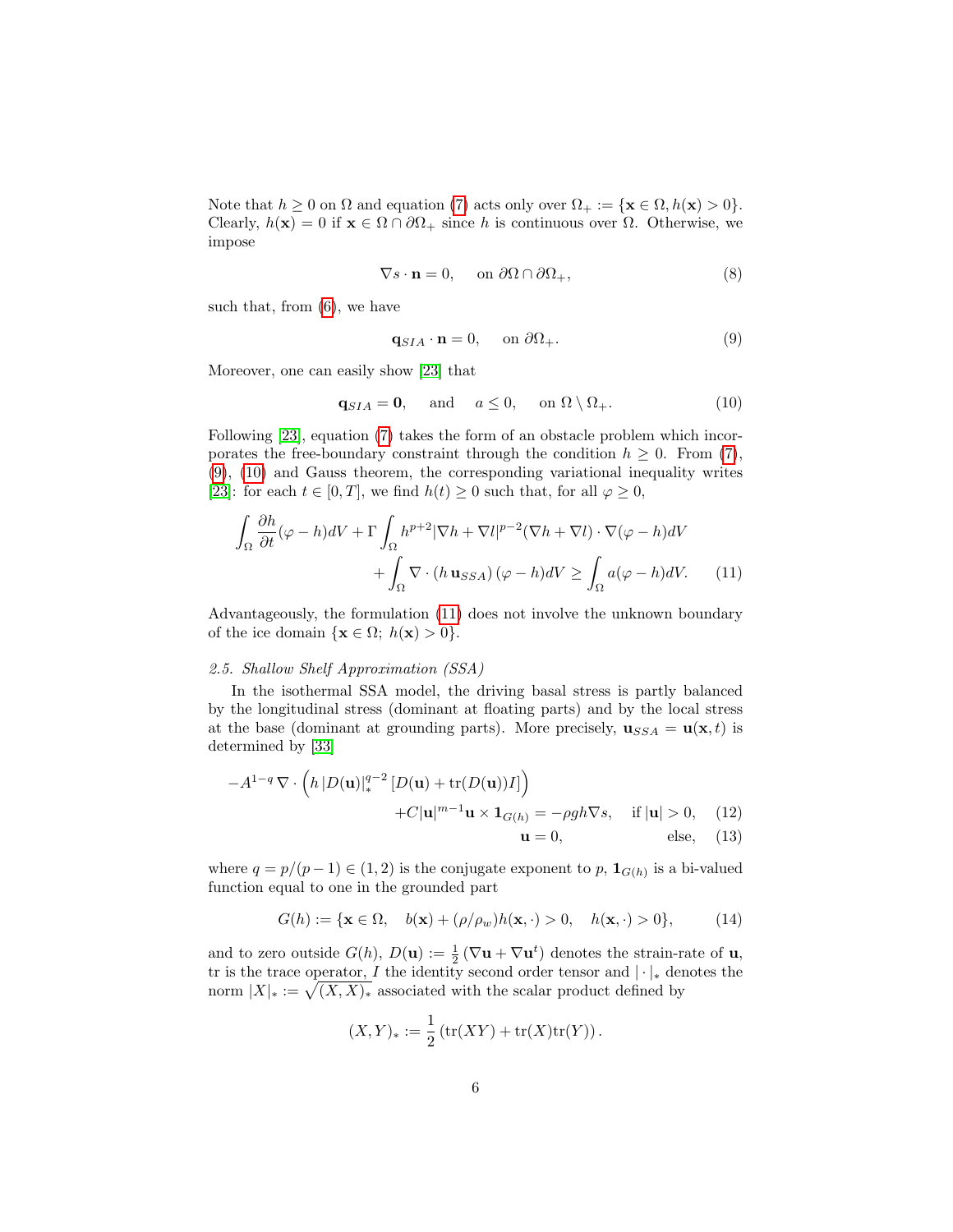Note that $h \geq 0$ on $\Omega$ and equation (7) acts only over $\Omega_+ := \{\mathbf{x} \in \Omega, h(\mathbf{x}) > 0\}$. Clearly, $h(\mathbf{x}) = 0$ if $\mathbf{x} \in \Omega \cap \partial\Omega_+$ since $h$ is continuous over $\Omega$. Otherwise, we impose

$$\nabla s \cdot \mathbf{n} = 0, \quad \text{on } \partial\Omega \cap \partial\Omega_+, \tag{8}$$

such that, from (6), we have

$$\mathbf{q}_{SIA} \cdot \mathbf{n} = 0, \quad \text{on } \partial\Omega_+. \tag{9}$$

Moreover, one can easily show [23] that

$$\mathbf{q}_{SIA} = \mathbf{0}, \quad \text{and} \quad a \leq 0, \quad \text{on } \Omega \setminus \Omega_+. \tag{10}$$

Following [23], equation (7) takes the form of an obstacle problem which incorporates the free-boundary constraint through the condition $h \geq 0$. From (7), (9), (10) and Gauss theorem, the corresponding variational inequality writes [23]: for each $t \in [0, T]$, we find $h(t) \geq 0$ such that, for all $\varphi \geq 0$,

$$\begin{aligned}\int_\Omega \frac{\partial h}{\partial t}(\varphi - h)dV + \Gamma \int_\Omega h^{p+2}|\nabla h + \nabla l|^{p-2}(\nabla h + \nabla l) \cdot \nabla(\varphi - h)dV \\ + \int_\Omega \nabla \cdot (h\,\mathbf{u}_{SSA})\,(\varphi - h)dV \geq \int_\Omega a(\varphi - h)dV. \end{aligned} \tag{11}$$

Advantageously, the formulation (11) does not involve the unknown boundary of the ice domain $\{\mathbf{x} \in \Omega;\ h(\mathbf{x}) > 0\}$.

### *2.5. Shallow Shelf Approximation (SSA)*

In the isothermal SSA model, the driving basal stress is partly balanced by the longitudinal stress (dominant at floating parts) and by the local stress at the base (dominant at grounding parts). More precisely, $\mathbf{u}_{SSA} = \mathbf{u}(\mathbf{x}, t)$ is determined by [33]

$$\begin{aligned} -A^{1-q}\,\nabla \cdot \Big(h\,|D(\mathbf{u})|_*^{q-2}\,[D(\mathbf{u}) + \mathrm{tr}(D(\mathbf{u}))I]\Big) \\ + C|\mathbf{u}|^{m-1}\mathbf{u} \times \mathbf{1}_{G(h)} = -\rho g h \nabla s, \quad \text{if } |\mathbf{u}| > 0, \quad (12) \\ \mathbf{u} = 0, \quad \text{else}, \quad (13) \end{aligned}$$

where $q = p/(p-1) \in (1, 2)$ is the conjugate exponent to $p$, $\mathbf{1}_{G(h)}$ is a bi-valued function equal to one in the grounded part

$$G(h) := \{\mathbf{x} \in \Omega, \quad b(\mathbf{x}) + (\rho/\rho_w)h(\mathbf{x}, \cdot) > 0, \quad h(\mathbf{x}, \cdot) > 0\}, \tag{14}$$

and to zero outside $G(h)$, $D(\mathbf{u}) := \frac{1}{2}\left(\nabla \mathbf{u} + \nabla \mathbf{u}^t\right)$ denotes the strain-rate of $\mathbf{u}$, tr is the trace operator, $I$ the identity second order tensor and $|\cdot|_*$ denotes the norm $|X|_* := \sqrt{(X, X)_*}$ associated with the scalar product defined by

$$(X, Y)_* := \frac{1}{2}\left(\mathrm{tr}(XY) + \mathrm{tr}(X)\mathrm{tr}(Y)\right).$$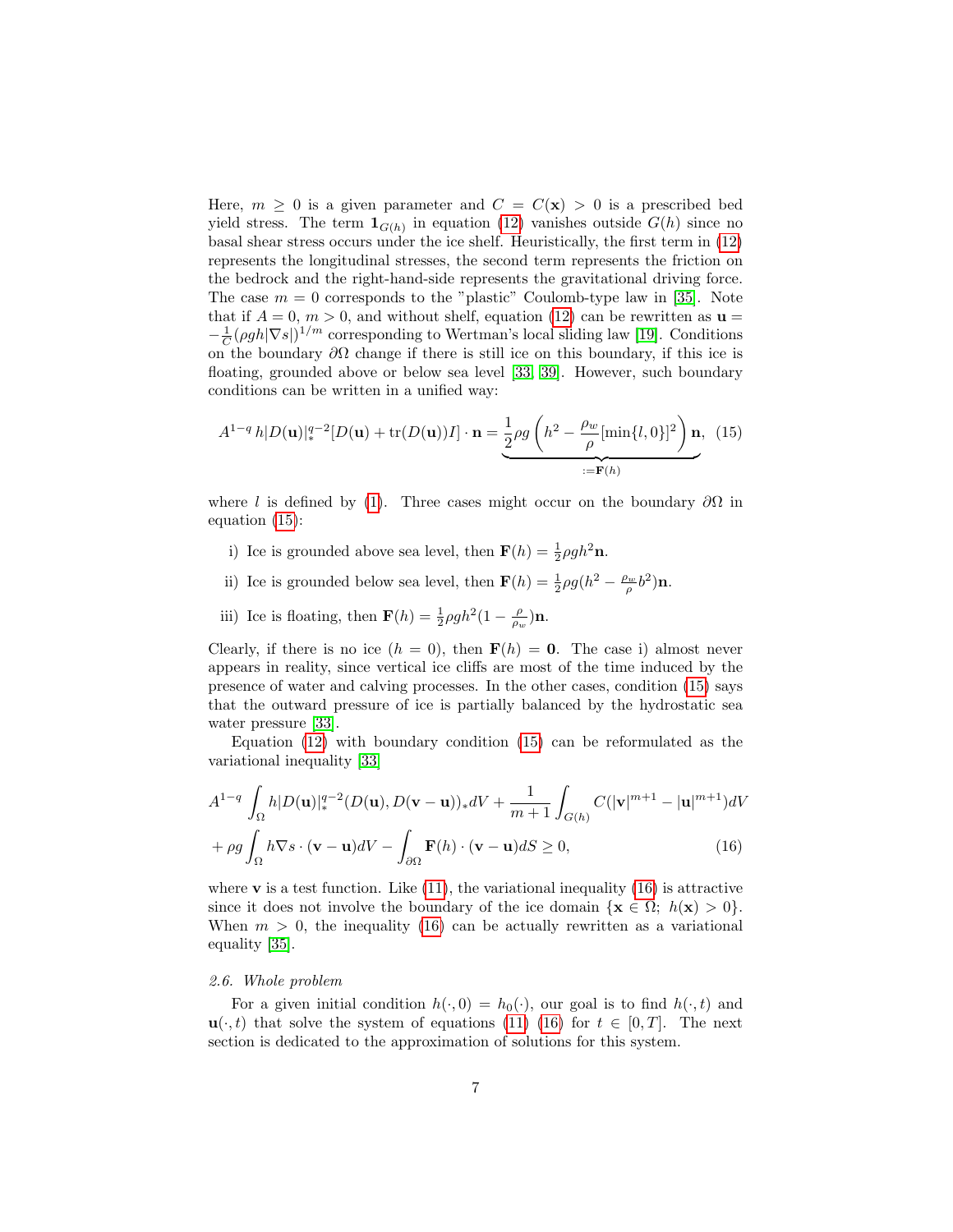Here, $m \geq 0$ is a given parameter and $C = C(\mathbf{x}) > 0$ is a prescribed bed yield stress. The term $\mathbf{1}_{G(h)}$ in equation (12) vanishes outside $G(h)$ since no basal shear stress occurs under the ice shelf. Heuristically, the first term in (12) represents the longitudinal stresses, the second term represents the friction on the bedrock and the right-hand-side represents the gravitational driving force. The case $m = 0$ corresponds to the "plastic" Coulomb-type law in [35]. Note that if $A = 0$, $m > 0$, and without shelf, equation (12) can be rewritten as $\mathbf{u} = -\frac{1}{C}(\rho g h |\nabla s|)^{1/m}$ corresponding to Wertman's local sliding law [19]. Conditions on the boundary $\partial\Omega$ change if there is still ice on this boundary, if this ice is floating, grounded above or below sea level [33, 39]. However, such boundary conditions can be written in a unified way:

$$A^{1-q}\, h|D(\mathbf{u})|_*^{q-2}[D(\mathbf{u}) + \mathrm{tr}(D(\mathbf{u}))I] \cdot \mathbf{n} = \underbrace{\frac{1}{2}\rho g \left( h^2 - \frac{\rho_w}{\rho}[\min\{l, 0\}]^2 \right) \mathbf{n}}_{:=\mathbf{F}(h)}, \quad (15)$$

where $l$ is defined by (1). Three cases might occur on the boundary $\partial\Omega$ in equation (15):

i) Ice is grounded above sea level, then $\mathbf{F}(h) = \frac{1}{2}\rho g h^2 \mathbf{n}$.

ii) Ice is grounded below sea level, then $\mathbf{F}(h) = \frac{1}{2}\rho g (h^2 - \frac{\rho_w}{\rho} b^2)\mathbf{n}$.

iii) Ice is floating, then $\mathbf{F}(h) = \frac{1}{2}\rho g h^2 (1 - \frac{\rho}{\rho_w})\mathbf{n}$.

Clearly, if there is no ice ($h = 0$), then $\mathbf{F}(h) = \mathbf{0}$. The case i) almost never appears in reality, since vertical ice cliffs are most of the time induced by the presence of water and calving processes. In the other cases, condition (15) says that the outward pressure of ice is partially balanced by the hydrostatic sea water pressure [33].

Equation (12) with boundary condition (15) can be reformulated as the variational inequality [33]

$$\begin{aligned} &A^{1-q} \int_\Omega h |D(\mathbf{u})|_*^{q-2} (D(\mathbf{u}), D(\mathbf{v} - \mathbf{u}))_* dV + \frac{1}{m+1} \int_{G(h)} C(|\mathbf{v}|^{m+1} - |\mathbf{u}|^{m+1}) dV \\ &+ \rho g \int_\Omega h \nabla s \cdot (\mathbf{v} - \mathbf{u}) dV - \int_{\partial\Omega} \mathbf{F}(h) \cdot (\mathbf{v} - \mathbf{u}) dS \geq 0, \end{aligned} \quad (16)$$

where $\mathbf{v}$ is a test function. Like (11), the variational inequality (16) is attractive since it does not involve the boundary of the ice domain $\{\mathbf{x} \in \Omega;\ h(\mathbf{x}) > 0\}$. When $m > 0$, the inequality (16) can be actually rewritten as a variational equality [35].

### *2.6. Whole problem*

For a given initial condition $h(\cdot, 0) = h_0(\cdot)$, our goal is to find $h(\cdot, t)$ and $\mathbf{u}(\cdot, t)$ that solve the system of equations (11) (16) for $t \in [0, T]$. The next section is dedicated to the approximation of solutions for this system.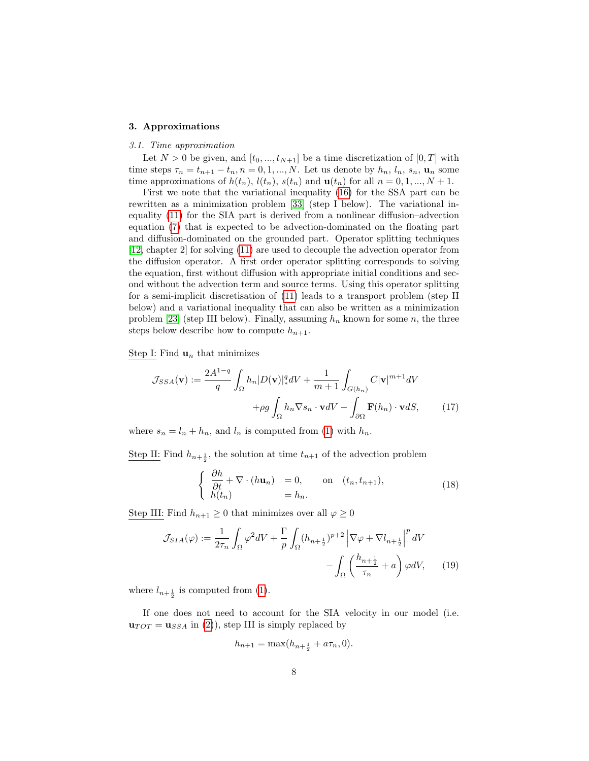## 3. Approximations

### *3.1. Time approximation*

Let $N > 0$ be given, and $[t_0, ..., t_{N+1}]$ be a time discretization of $[0, T]$ with time steps $\tau_n = t_{n+1} - t_n$, $n = 0, 1, ..., N$. Let us denote by $h_n$, $l_n$, $s_n$, $\mathbf{u}_n$ some time approximations of $h(t_n)$, $l(t_n)$, $s(t_n)$ and $\mathbf{u}(t_n)$ for all $n = 0, 1, ..., N + 1$.

First we note that the variational inequality (16) for the SSA part can be rewritten as a minimization problem [33] (step I below). The variational inequality (11) for the SIA part is derived from a nonlinear diffusion–advection equation (7) that is expected to be advection-dominated on the floating part and diffusion-dominated on the grounded part. Operator splitting techniques [12, chapter 2] for solving (11) are used to decouple the advection operator from the diffusion operator. A first order operator splitting corresponds to solving the equation, first without diffusion with appropriate initial conditions and second without the advection term and source terms. Using this operator splitting for a semi-implicit discretisation of (11) leads to a transport problem (step II below) and a variational inequality that can also be written as a minimization problem [23] (step III below). Finally, assuming $h_n$ known for some $n$, the three steps below describe how to compute $h_{n+1}$.

Step I: Find $\mathbf{u}_n$ that minimizes

$$\mathcal{J}_{SSA}(\mathbf{v}) := \frac{2A^{1-q}}{q} \int_\Omega h_n |D(\mathbf{v})|_*^q dV + \frac{1}{m+1} \int_{G(h_n)} C|\mathbf{v}|^{m+1} dV + \rho g \int_\Omega h_n \nabla s_n \cdot \mathbf{v} dV - \int_{\partial\Omega} \mathbf{F}(h_n) \cdot \mathbf{v} dS, \qquad (17)$$

where $s_n = l_n + h_n$, and $l_n$ is computed from (1) with $h_n$.

Step II: Find $h_{n+\frac{1}{2}}$, the solution at time $t_{n+1}$ of the advection problem

$$\begin{cases} \dfrac{\partial h}{\partial t} + \nabla \cdot (h\mathbf{u}_n) & = 0, \qquad \text{on} \quad (t_n, t_{n+1}), \\ h(t_n) & = h_n. \end{cases} \qquad (18)$$

Step III: Find $h_{n+1} \geq 0$ that minimizes over all $\varphi \geq 0$

$$\mathcal{J}_{SIA}(\varphi) := \frac{1}{2\tau_n} \int_\Omega \varphi^2 dV + \frac{\Gamma}{p} \int_\Omega (h_{n+\frac{1}{2}})^{p+2} \left| \nabla\varphi + \nabla l_{n+\frac{1}{2}} \right|^p dV - \int_\Omega \left( \frac{h_{n+\frac{1}{2}}}{\tau_n} + a \right) \varphi dV, \qquad (19)$$

where $l_{n+\frac{1}{2}}$ is computed from (1).

If one does not need to account for the SIA velocity in our model (i.e. $\mathbf{u}_{TOT} = \mathbf{u}_{SSA}$ in (2)), step III is simply replaced by

$$h_{n+1} = \max(h_{n+\frac{1}{2}} + a\tau_n, 0).$$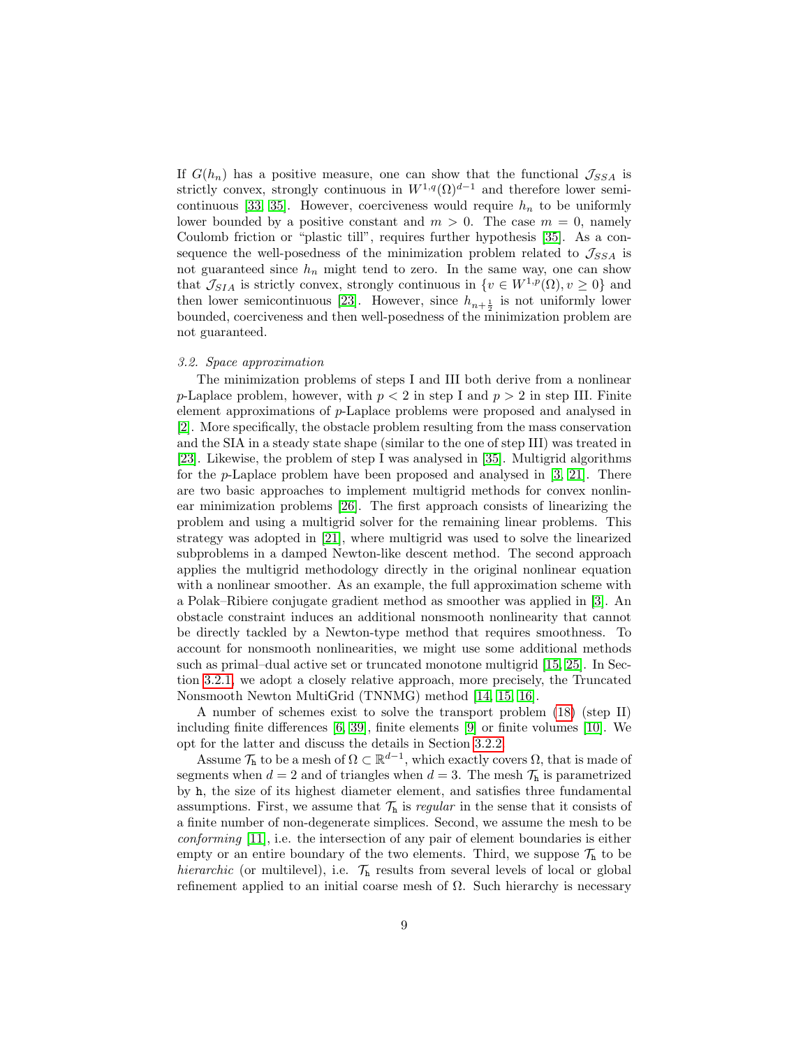If $G(h_n)$ has a positive measure, one can show that the functional $\mathcal{J}_{SSA}$ is strictly convex, strongly continuous in $W^{1,q}(\Omega)^{d-1}$ and therefore lower semicontinuous [33, 35]. However, coerciveness would require $h_n$ to be uniformly lower bounded by a positive constant and $m > 0$. The case $m = 0$, namely Coulomb friction or "plastic till", requires further hypothesis [35]. As a consequence the well-posedness of the minimization problem related to $\mathcal{J}_{SSA}$ is not guaranteed since $h_n$ might tend to zero. In the same way, one can show that $\mathcal{J}_{SIA}$ is strictly convex, strongly continuous in $\{v \in W^{1,p}(\Omega), v \geq 0\}$ and then lower semicontinuous [23]. However, since $h_{n+\frac{1}{2}}$ is not uniformly lower bounded, coerciveness and then well-posedness of the minimization problem are not guaranteed.

### *3.2. Space approximation*

The minimization problems of steps I and III both derive from a nonlinear $p$-Laplace problem, however, with $p < 2$ in step I and $p > 2$ in step III. Finite element approximations of $p$-Laplace problems were proposed and analysed in [2]. More specifically, the obstacle problem resulting from the mass conservation and the SIA in a steady state shape (similar to the one of step III) was treated in [23]. Likewise, the problem of step I was analysed in [35]. Multigrid algorithms for the $p$-Laplace problem have been proposed and analysed in [3, 21]. There are two basic approaches to implement multigrid methods for convex nonlinear minimization problems [26]. The first approach consists of linearizing the problem and using a multigrid solver for the remaining linear problems. This strategy was adopted in [21], where multigrid was used to solve the linearized subproblems in a damped Newton-like descent method. The second approach applies the multigrid methodology directly in the original nonlinear equation with a nonlinear smoother. As an example, the full approximation scheme with a Polak–Ribiere conjugate gradient method as smoother was applied in [3]. An obstacle constraint induces an additional nonsmooth nonlinearity that cannot be directly tackled by a Newton-type method that requires smoothness. To account for nonsmooth nonlinearities, we might use some additional methods such as primal–dual active set or truncated monotone multigrid [15, 25]. In Section 3.2.1, we adopt a closely relative approach, more precisely, the Truncated Nonsmooth Newton MultiGrid (TNNMG) method [14, 15, 16].

A number of schemes exist to solve the transport problem (18) (step II) including finite differences [6, 39], finite elements [9] or finite volumes [10]. We opt for the latter and discuss the details in Section 3.2.2.

Assume $\mathcal{T}_{\mathtt{h}}$ to be a mesh of $\Omega \subset \mathbb{R}^{d-1}$, which exactly covers $\Omega$, that is made of segments when $d = 2$ and of triangles when $d = 3$. The mesh $\mathcal{T}_{\mathtt{h}}$ is parametrized by $\mathtt{h}$, the size of its highest diameter element, and satisfies three fundamental assumptions. First, we assume that $\mathcal{T}_{\mathtt{h}}$ is *regular* in the sense that it consists of a finite number of non-degenerate simplices. Second, we assume the mesh to be *conforming* [11], i.e. the intersection of any pair of element boundaries is either empty or an entire boundary of the two elements. Third, we suppose $\mathcal{T}_{\mathtt{h}}$ to be *hierarchic* (or multilevel), i.e. $\mathcal{T}_{\mathtt{h}}$ results from several levels of local or global refinement applied to an initial coarse mesh of $\Omega$. Such hierarchy is necessary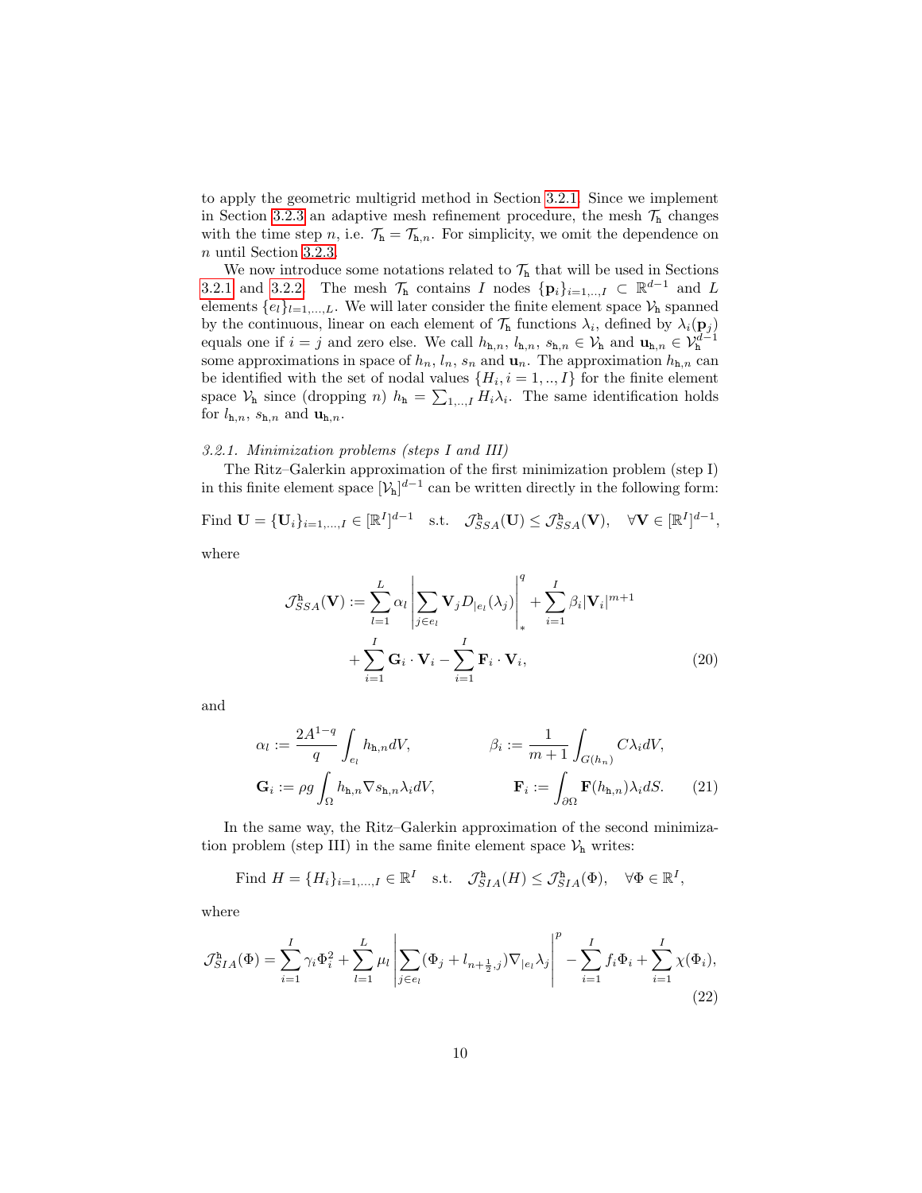to apply the geometric multigrid method in Section 3.2.1. Since we implement in Section 3.2.3 an adaptive mesh refinement procedure, the mesh $\mathcal{T}_{\mathtt{h}}$ changes with the time step $n$, i.e. $\mathcal{T}_{\mathtt{h}} = \mathcal{T}_{\mathtt{h},n}$. For simplicity, we omit the dependence on $n$ until Section 3.2.3.

We now introduce some notations related to $\mathcal{T}_{\mathtt{h}}$ that will be used in Sections 3.2.1 and 3.2.2. The mesh $\mathcal{T}_{\mathtt{h}}$ contains $I$ nodes $\{\mathbf{p}_i\}_{i=1,..,I} \subset \mathbb{R}^{d-1}$ and $L$ elements $\{e_l\}_{l=1,...,L}$. We will later consider the finite element space $\mathcal{V}_{\mathtt{h}}$ spanned by the continuous, linear on each element of $\mathcal{T}_{\mathtt{h}}$ functions $\lambda_i$, defined by $\lambda_i(\mathbf{p}_j)$ equals one if $i = j$ and zero else. We call $h_{\mathtt{h},n}$, $l_{\mathtt{h},n}$, $s_{\mathtt{h},n} \in \mathcal{V}_{\mathtt{h}}$ and $\mathbf{u}_{\mathtt{h},n} \in \mathcal{V}_{\mathtt{h}}^{d-1}$ some approximations in space of $h_n$, $l_n$, $s_n$ and $\mathbf{u}_n$. The approximation $h_{\mathtt{h},n}$ can be identified with the set of nodal values $\{H_i, i = 1,..,I\}$ for the finite element space $\mathcal{V}_{\mathtt{h}}$ since (dropping $n$) $h_{\mathtt{h}} = \sum_{1,...,I} H_i \lambda_i$. The same identification holds for $l_{\mathtt{h},n}$, $s_{\mathtt{h},n}$ and $\mathbf{u}_{\mathtt{h},n}$.

### *3.2.1. Minimization problems (steps I and III)*

The Ritz–Galerkin approximation of the first minimization problem (step I) in this finite element space $[\mathcal{V}_{\mathtt{h}}]^{d-1}$ can be written directly in the following form:

$$\text{Find } \mathbf{U} = \{\mathbf{U}_i\}_{i=1,...,I} \in [\mathbb{R}^I]^{d-1} \quad \text{s.t.} \quad \mathcal{J}^{\mathtt{h}}_{SSA}(\mathbf{U}) \le \mathcal{J}^{\mathtt{h}}_{SSA}(\mathbf{V}), \quad \forall \mathbf{V} \in [\mathbb{R}^I]^{d-1},$$

where

$$\mathcal{J}^{\mathtt{h}}_{SSA}(\mathbf{V}) := \sum_{l=1}^{L} \alpha_l \left| \sum_{j \in e_l} \mathbf{V}_j D_{|e_l}(\lambda_j) \right|_*^q + \sum_{i=1}^{I} \beta_i |\mathbf{V}_i|^{m+1} + \sum_{i=1}^{I} \mathbf{G}_i \cdot \mathbf{V}_i - \sum_{i=1}^{I} \mathbf{F}_i \cdot \mathbf{V}_i, \tag{20}$$

and

$$\alpha_l := \frac{2A^{1-q}}{q} \int_{e_l} h_{\mathtt{h},n} dV, \qquad \beta_i := \frac{1}{m+1} \int_{G(h_n)} C \lambda_i dV,$$
$$\mathbf{G}_i := \rho g \int_{\Omega} h_{\mathtt{h},n} \nabla s_{\mathtt{h},n} \lambda_i dV, \qquad \mathbf{F}_i := \int_{\partial\Omega} \mathbf{F}(h_{\mathtt{h},n}) \lambda_i dS. \tag{21}$$

In the same way, the Ritz–Galerkin approximation of the second minimization problem (step III) in the same finite element space $\mathcal{V}_{\mathtt{h}}$ writes:

$$\text{Find } H = \{H_i\}_{i=1,...,I} \in \mathbb{R}^I \quad \text{s.t.} \quad \mathcal{J}^{\mathtt{h}}_{SIA}(H) \le \mathcal{J}^{\mathtt{h}}_{SIA}(\Phi), \quad \forall \Phi \in \mathbb{R}^I,$$

where

$$\mathcal{J}^{\mathtt{h}}_{SIA}(\Phi) = \sum_{i=1}^{I} \gamma_i \Phi_i^2 + \sum_{l=1}^{L} \mu_l \left| \sum_{j \in e_l} (\Phi_j + l_{n+\frac{1}{2},j}) \nabla_{|e_l} \lambda_j \right|^p - \sum_{i=1}^{I} f_i \Phi_i + \sum_{i=1}^{I} \chi(\Phi_i), \tag{22}$$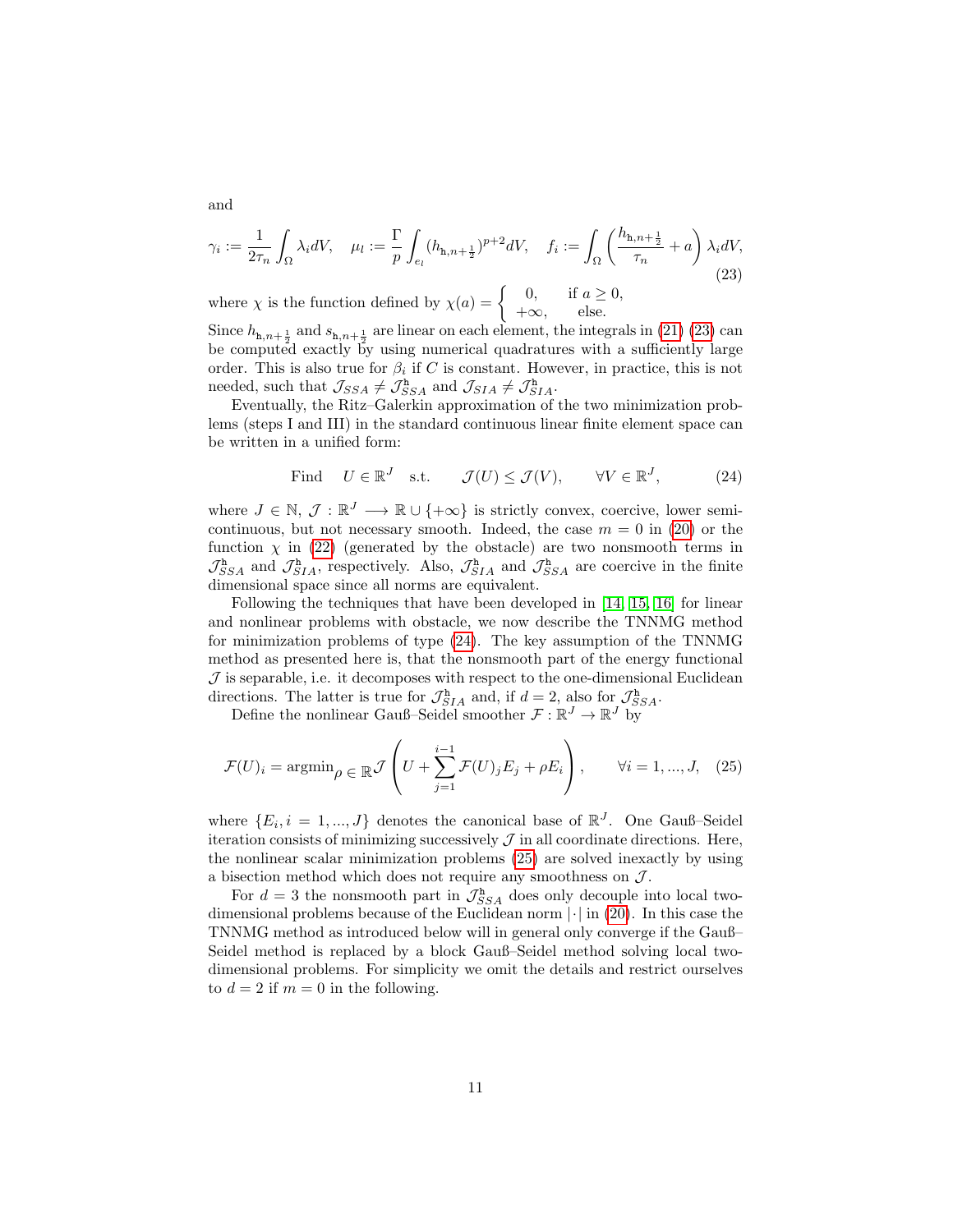and

$$\gamma_i := \frac{1}{2\tau_n}\int_\Omega \lambda_i dV, \quad \mu_l := \frac{\Gamma}{p}\int_{e_l}(h_{\mathtt{h},n+\frac{1}{2}})^{p+2}dV, \quad f_i := \int_\Omega \left(\frac{h_{\mathtt{h},n+\frac{1}{2}}}{\tau_n} + a\right)\lambda_i dV, \tag{23}$$

where $\chi$ is the function defined by $\chi(a) = \begin{cases} 0, & \text{if } a \geq 0, \\ +\infty, & \text{else.} \end{cases}$

Since $h_{\mathtt{h},n+\frac{1}{2}}$ and $s_{\mathtt{h},n+\frac{1}{2}}$ are linear on each element, the integrals in (21) (23) can be computed exactly by using numerical quadratures with a sufficiently large order. This is also true for $\beta_i$ if $C$ is constant. However, in practice, this is not needed, such that $\mathcal{J}_{SSA} \neq \mathcal{J}^{\mathtt{h}}_{SSA}$ and $\mathcal{J}_{SIA} \neq \mathcal{J}^{\mathtt{h}}_{SIA}$.

Eventually, the Ritz–Galerkin approximation of the two minimization problems (steps I and III) in the standard continuous linear finite element space can be written in a unified form:

$$\text{Find} \quad U \in \mathbb{R}^J \quad \text{s.t.} \qquad \mathcal{J}(U) \leq \mathcal{J}(V), \qquad \forall V \in \mathbb{R}^J, \tag{24}$$

where $J \in \mathbb{N}$, $\mathcal{J} : \mathbb{R}^J \longrightarrow \mathbb{R} \cup \{+\infty\}$ is strictly convex, coercive, lower semi-continuous, but not necessary smooth. Indeed, the case $m = 0$ in (20) or the function $\chi$ in (22) (generated by the obstacle) are two nonsmooth terms in $\mathcal{J}^{\mathtt{h}}_{SSA}$ and $\mathcal{J}^{\mathtt{h}}_{SIA}$, respectively. Also, $\mathcal{J}^{\mathtt{h}}_{SIA}$ and $\mathcal{J}^{\mathtt{h}}_{SSA}$ are coercive in the finite dimensional space since all norms are equivalent.

Following the techniques that have been developed in [14, 15, 16] for linear and nonlinear problems with obstacle, we now describe the TNNMG method for minimization problems of type (24). The key assumption of the TNNMG method as presented here is, that the nonsmooth part of the energy functional $\mathcal{J}$ is separable, i.e. it decomposes with respect to the one-dimensional Euclidean directions. The latter is true for $\mathcal{J}^{\mathtt{h}}_{SIA}$ and, if $d = 2$, also for $\mathcal{J}^{\mathtt{h}}_{SSA}$.

Define the nonlinear Gauß–Seidel smoother $\mathcal{F} : \mathbb{R}^J \to \mathbb{R}^J$ by

$$\mathcal{F}(U)_i = \text{argmin}_{\rho \in \mathbb{R}} \mathcal{J}\left(U + \sum_{j=1}^{i-1} \mathcal{F}(U)_j E_j + \rho E_i\right), \qquad \forall i = 1, ..., J, \tag{25}$$

where $\{E_i, i = 1, ..., J\}$ denotes the canonical base of $\mathbb{R}^J$. One Gauß–Seidel iteration consists of minimizing successively $\mathcal{J}$ in all coordinate directions. Here, the nonlinear scalar minimization problems (25) are solved inexactly by using a bisection method which does not require any smoothness on $\mathcal{J}$.

For $d = 3$ the nonsmooth part in $\mathcal{J}^{\mathtt{h}}_{SSA}$ does only decouple into local two-dimensional problems because of the Euclidean norm $|\cdot|$ in (20). In this case the TNNMG method as introduced below will in general only converge if the Gauß–Seidel method is replaced by a block Gauß–Seidel method solving local two-dimensional problems. For simplicity we omit the details and restrict ourselves to $d = 2$ if $m = 0$ in the following.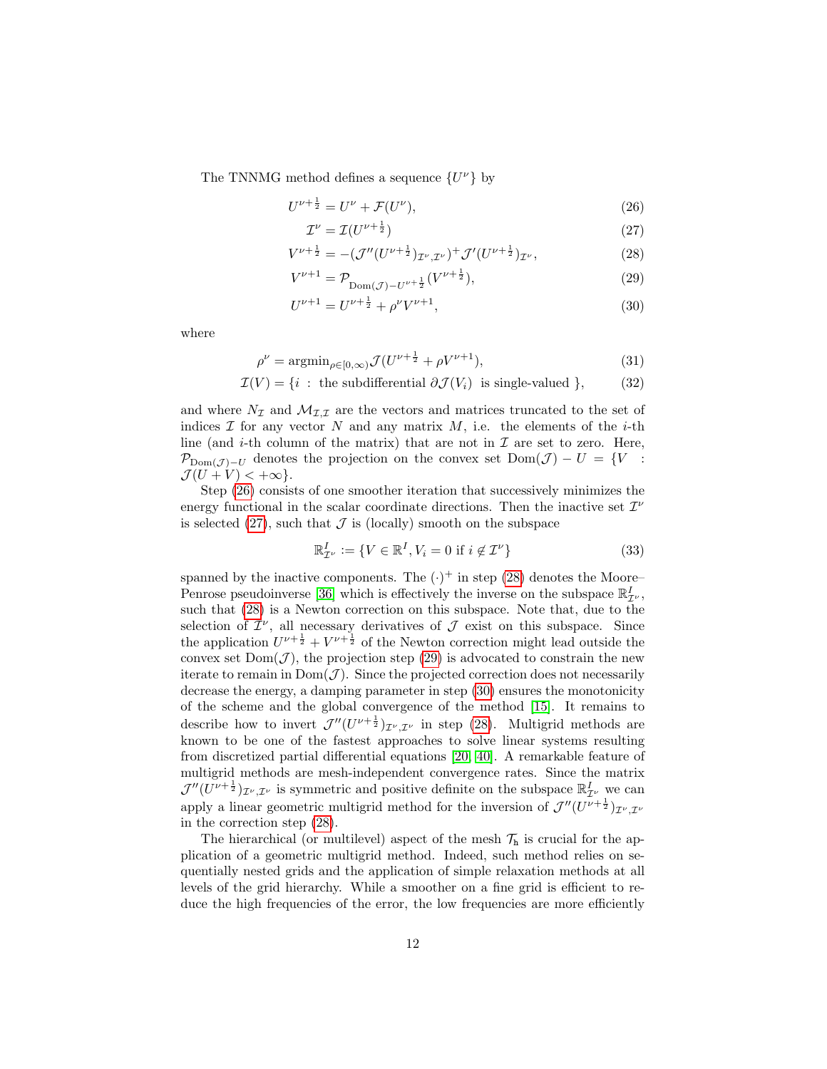The TNNMG method defines a sequence $\{U^\nu\}$ by

$$U^{\nu+\frac{1}{2}} = U^\nu + \mathcal{F}(U^\nu), \tag{26}$$

$$\mathcal{I}^\nu = \mathcal{I}(U^{\nu+\frac{1}{2}}) \tag{27}$$

$$V^{\nu+\frac{1}{2}} = -(\mathcal{J}''(U^{\nu+\frac{1}{2}})_{\mathcal{I}^\nu,\mathcal{I}^\nu})^+ \mathcal{J}'(U^{\nu+\frac{1}{2}})_{\mathcal{I}^\nu}, \tag{28}$$

$$V^{\nu+1} = \mathcal{P}_{\mathrm{Dom}(\mathcal{J})-U^{\nu+\frac{1}{2}}}(V^{\nu+\frac{1}{2}}), \tag{29}$$

$$U^{\nu+1} = U^{\nu+\frac{1}{2}} + \rho^\nu V^{\nu+1}, \tag{30}$$

where

$$\rho^\nu = \mathrm{argmin}_{\rho\in[0,\infty)} \mathcal{J}(U^{\nu+\frac{1}{2}} + \rho V^{\nu+1}), \tag{31}$$

$$\mathcal{I}(V) = \{i \ : \ \text{the subdifferential } \partial\mathcal{J}(V_i) \ \text{ is single-valued } \}, \tag{32}$$

and where $N_\mathcal{I}$ and $\mathcal{M}_{\mathcal{I},\mathcal{I}}$ are the vectors and matrices truncated to the set of indices $\mathcal{I}$ for any vector $N$ and any matrix $M$, i.e. the elements of the $i$-th line (and $i$-th column of the matrix) that are not in $\mathcal{I}$ are set to zero. Here, $\mathcal{P}_{\mathrm{Dom}(\mathcal{J})-U}$ denotes the projection on the convex set $\mathrm{Dom}(\mathcal{J}) - U = \{V \ : \mathcal{J}(U+V) < +\infty\}$.

Step (26) consists of one smoother iteration that successively minimizes the energy functional in the scalar coordinate directions. Then the inactive set $\mathcal{I}^\nu$ is selected (27), such that $\mathcal{J}$ is (locally) smooth on the subspace

$$\mathbb{R}^I_{\mathcal{I}^\nu} := \{V \in \mathbb{R}^I, V_i = 0 \text{ if } i \notin \mathcal{I}^\nu\} \tag{33}$$

spanned by the inactive components. The $(\cdot)^+$ in step (28) denotes the Moore–Penrose pseudoinverse [36] which is effectively the inverse on the subspace $\mathbb{R}^I_{\mathcal{I}^\nu}$, such that (28) is a Newton correction on this subspace. Note that, due to the selection of $\mathcal{I}^\nu$, all necessary derivatives of $\mathcal{J}$ exist on this subspace. Since the application $U^{\nu+\frac{1}{2}} + V^{\nu+\frac{1}{2}}$ of the Newton correction might lead outside the convex set $\mathrm{Dom}(\mathcal{J})$, the projection step (29) is advocated to constrain the new iterate to remain in $\mathrm{Dom}(\mathcal{J})$. Since the projected correction does not necessarily decrease the energy, a damping parameter in step (30) ensures the monotonicity of the scheme and the global convergence of the method [15]. It remains to describe how to invert $\mathcal{J}''(U^{\nu+\frac{1}{2}})_{\mathcal{I}^\nu,\mathcal{I}^\nu}$ in step (28). Multigrid methods are known to be one of the fastest approaches to solve linear systems resulting from discretized partial differential equations [20, 40]. A remarkable feature of multigrid methods are mesh-independent convergence rates. Since the matrix $\mathcal{J}''(U^{\nu+\frac{1}{2}})_{\mathcal{I}^\nu,\mathcal{I}^\nu}$ is symmetric and positive definite on the subspace $\mathbb{R}^I_{\mathcal{I}^\nu}$ we can apply a linear geometric multigrid method for the inversion of $\mathcal{J}''(U^{\nu+\frac{1}{2}})_{\mathcal{I}^\nu,\mathcal{I}^\nu}$ in the correction step (28).

The hierarchical (or multilevel) aspect of the mesh $\mathcal{T}_\mathtt{h}$ is crucial for the application of a geometric multigrid method. Indeed, such method relies on sequentially nested grids and the application of simple relaxation methods at all levels of the grid hierarchy. While a smoother on a fine grid is efficient to reduce the high frequencies of the error, the low frequencies are more efficiently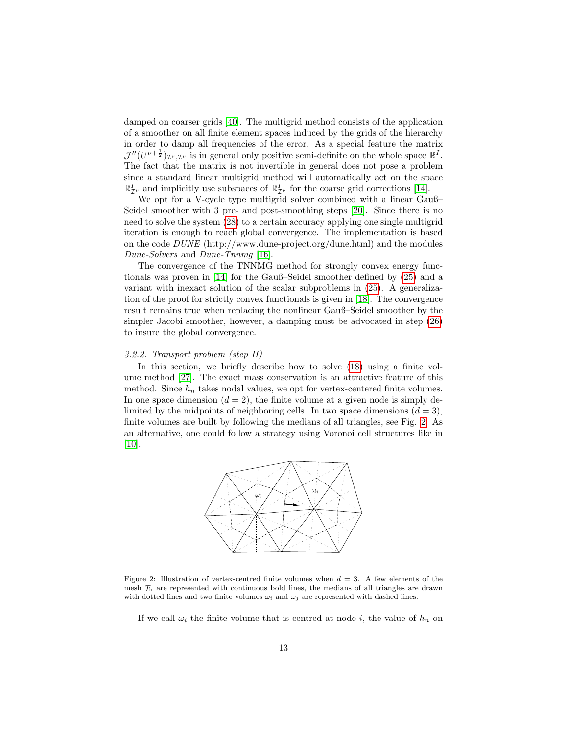damped on coarser grids [40]. The multigrid method consists of the application of a smoother on all finite element spaces induced by the grids of the hierarchy in order to damp all frequencies of the error. As a special feature the matrix $\mathcal{J}''(U^{\nu+\frac{1}{2}})_{\mathcal{I}^\nu,\mathcal{I}^\nu}$ is in general only positive semi-definite on the whole space $\mathbb{R}^I$. The fact that the matrix is not invertible in general does not pose a problem since a standard linear multigrid method will automatically act on the space $\mathbb{R}^I_{\mathcal{I}^\nu}$ and implicitly use subspaces of $\mathbb{R}^I_{\mathcal{I}^\nu}$ for the coarse grid corrections [14].

We opt for a V-cycle type multigrid solver combined with a linear Gauß–Seidel smoother with 3 pre- and post-smoothing steps [20]. Since there is no need to solve the system (28) to a certain accuracy applying one single multigrid iteration is enough to reach global convergence. The implementation is based on the code *DUNE* (http://www.dune-project.org/dune.html) and the modules *Dune-Solvers* and *Dune-Tnnmg* [16].

The convergence of the TNNMG method for strongly convex energy functionals was proven in [14] for the Gauß–Seidel smoother defined by (25) and a variant with inexact solution of the scalar subproblems in (25). A generalization of the proof for strictly convex functionals is given in [18]. The convergence result remains true when replacing the nonlinear Gauß–Seidel smoother by the simpler Jacobi smoother, however, a damping must be advocated in step (26) to insure the global convergence.

*3.2.2. Transport problem (step II)*

In this section, we briefly describe how to solve (18) using a finite volume method [27]. The exact mass conservation is an attractive feature of this method. Since $h_n$ takes nodal values, we opt for vertex-centered finite volumes. In one space dimension ($d = 2$), the finite volume at a given node is simply delimited by the midpoints of neighboring cells. In two space dimensions ($d = 3$), finite volumes are built by following the medians of all triangles, see Fig. 2. As an alternative, one could follow a strategy using Voronoi cell structures like in [10].

Figure 2: Illustration of vertex-centred finite volumes when $d = 3$. A few elements of the mesh $\mathcal{T}_h$ are represented with continuous bold lines, the medians of all triangles are drawn with dotted lines and two finite volumes $\omega_i$ and $\omega_j$ are represented with dashed lines.

If we call $\omega_i$ the finite volume that is centred at node $i$, the value of $h_n$ on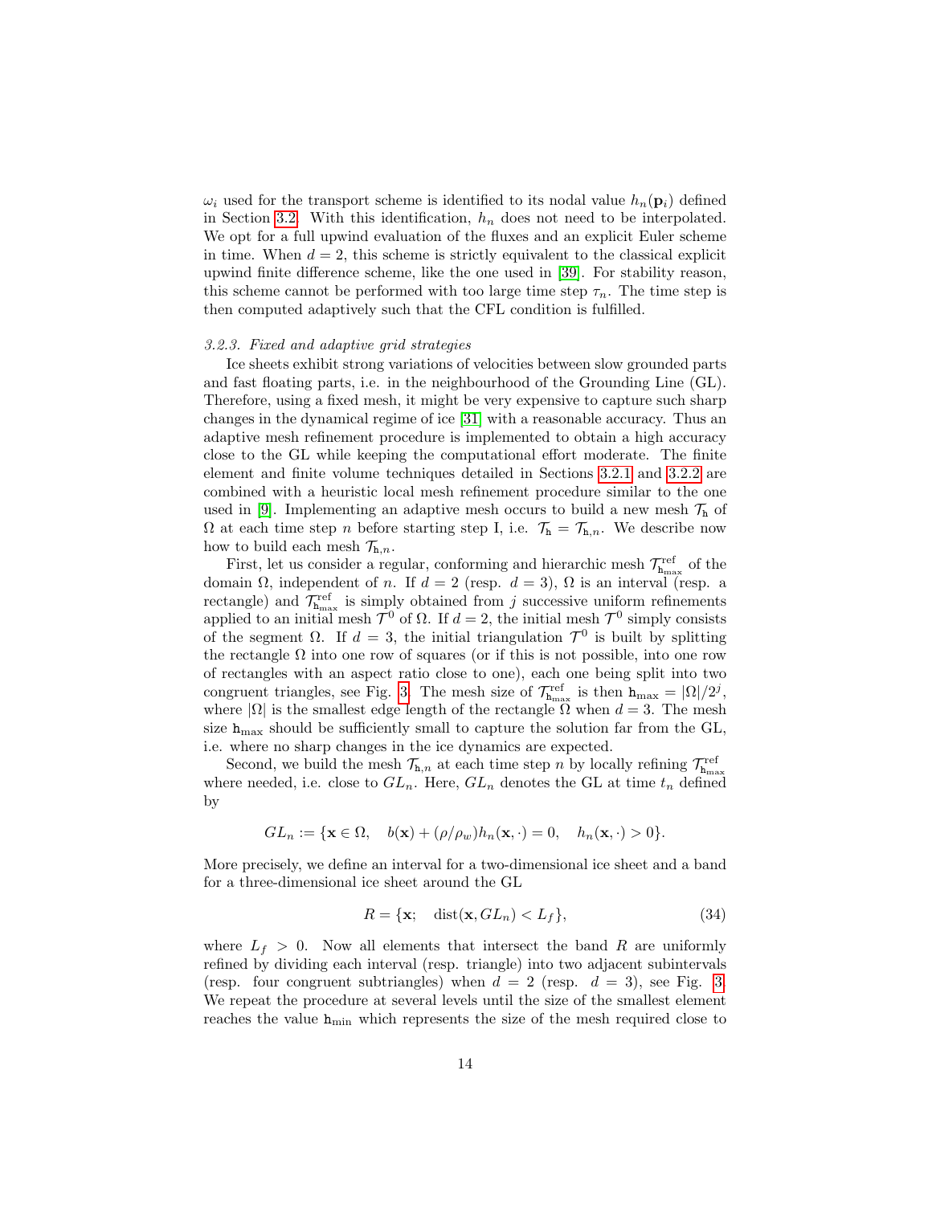$\omega_i$ used for the transport scheme is identified to its nodal value $h_n(\mathbf{p}_i)$ defined in Section 3.2. With this identification, $h_n$ does not need to be interpolated. We opt for a full upwind evaluation of the fluxes and an explicit Euler scheme in time. When $d = 2$, this scheme is strictly equivalent to the classical explicit upwind finite difference scheme, like the one used in [39]. For stability reason, this scheme cannot be performed with too large time step $\tau_n$. The time step is then computed adaptively such that the CFL condition is fulfilled.

### 3.2.3. Fixed and adaptive grid strategies

Ice sheets exhibit strong variations of velocities between slow grounded parts and fast floating parts, i.e. in the neighbourhood of the Grounding Line (GL). Therefore, using a fixed mesh, it might be very expensive to capture such sharp changes in the dynamical regime of ice [31] with a reasonable accuracy. Thus an adaptive mesh refinement procedure is implemented to obtain a high accuracy close to the GL while keeping the computational effort moderate. The finite element and finite volume techniques detailed in Sections 3.2.1 and 3.2.2 are combined with a heuristic local mesh refinement procedure similar to the one used in [9]. Implementing an adaptive mesh occurs to build a new mesh $\mathcal{T}_{\mathtt{h}}$ of $\Omega$ at each time step $n$ before starting step I, i.e. $\mathcal{T}_{\mathtt{h}} = \mathcal{T}_{\mathtt{h},n}$. We describe now how to build each mesh $\mathcal{T}_{\mathtt{h},n}$.

First, let us consider a regular, conforming and hierarchic mesh $\mathcal{T}^{\mathrm{ref}}_{\mathtt{h}_{\max}}$ of the domain $\Omega$, independent of $n$. If $d = 2$ (resp. $d = 3$), $\Omega$ is an interval (resp. a rectangle) and $\mathcal{T}^{\mathrm{ref}}_{\mathtt{h}_{\max}}$ is simply obtained from $j$ successive uniform refinements applied to an initial mesh $\mathcal{T}^0$ of $\Omega$. If $d = 2$, the initial mesh $\mathcal{T}^0$ simply consists of the segment $\Omega$. If $d = 3$, the initial triangulation $\mathcal{T}^0$ is built by splitting the rectangle $\Omega$ into one row of squares (or if this is not possible, into one row of rectangles with an aspect ratio close to one), each one being split into two congruent triangles, see Fig. 3. The mesh size of $\mathcal{T}^{\mathrm{ref}}_{\mathtt{h}_{\max}}$ is then $\mathtt{h}_{\max} = |\Omega|/2^j$, where $|\Omega|$ is the smallest edge length of the rectangle $\Omega$ when $d = 3$. The mesh size $\mathtt{h}_{\max}$ should be sufficiently small to capture the solution far from the GL, i.e. where no sharp changes in the ice dynamics are expected.

Second, we build the mesh $\mathcal{T}_{\mathtt{h},n}$ at each time step $n$ by locally refining $\mathcal{T}^{\mathrm{ref}}_{\mathtt{h}_{\max}}$ where needed, i.e. close to $GL_n$. Here, $GL_n$ denotes the GL at time $t_n$ defined by

$$GL_n := \{\mathbf{x} \in \Omega, \quad b(\mathbf{x}) + (\rho/\rho_w)h_n(\mathbf{x}, \cdot) = 0, \quad h_n(\mathbf{x}, \cdot) > 0\}.$$

More precisely, we define an interval for a two-dimensional ice sheet and a band for a three-dimensional ice sheet around the GL

$$R = \{\mathbf{x}; \quad \mathrm{dist}(\mathbf{x}, GL_n) < L_f\}, \tag{34}$$

where $L_f > 0$. Now all elements that intersect the band $R$ are uniformly refined by dividing each interval (resp. triangle) into two adjacent subintervals (resp. four congruent subtriangles) when $d = 2$ (resp. $d = 3$), see Fig. 3. We repeat the procedure at several levels until the size of the smallest element reaches the value $\mathtt{h}_{\min}$ which represents the size of the mesh required close to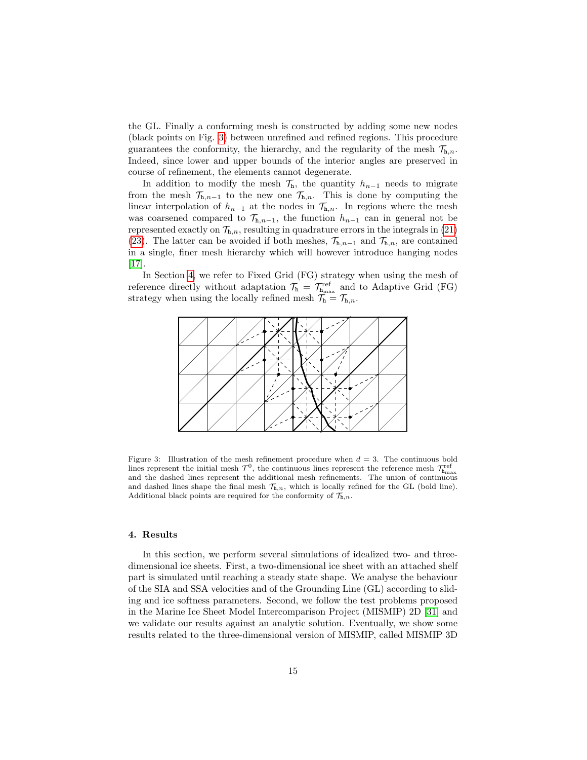the GL. Finally a conforming mesh is constructed by adding some new nodes (black points on Fig. 3) between unrefined and refined regions. This procedure guarantees the conformity, the hierarchy, and the regularity of the mesh $\mathcal{T}_{\mathtt{h},n}$. Indeed, since lower and upper bounds of the interior angles are preserved in course of refinement, the elements cannot degenerate.

In addition to modify the mesh $\mathcal{T}_{\mathtt{h}}$, the quantity $h_{n-1}$ needs to migrate from the mesh $\mathcal{T}_{\mathtt{h},n-1}$ to the new one $\mathcal{T}_{\mathtt{h},n}$. This is done by computing the linear interpolation of $h_{n-1}$ at the nodes in $\mathcal{T}_{\mathtt{h},n}$. In regions where the mesh was coarsened compared to $\mathcal{T}_{\mathtt{h},n-1}$, the function $h_{n-1}$ can in general not be represented exactly on $\mathcal{T}_{\mathtt{h},n}$, resulting in quadrature errors in the integrals in (21) (23). The latter can be avoided if both meshes, $\mathcal{T}_{\mathtt{h},n-1}$ and $\mathcal{T}_{\mathtt{h},n}$, are contained in a single, finer mesh hierarchy which will however introduce hanging nodes [17].

In Section 4, we refer to Fixed Grid (FG) strategy when using the mesh of reference directly without adaptation $\mathcal{T}_{\mathtt{h}} = \mathcal{T}^{\mathrm{ref}}_{\mathtt{h}_{\max}}$ and to Adaptive Grid (FG) strategy when using the locally refined mesh $\mathcal{T}_{\mathtt{h}} = \mathcal{T}_{\mathtt{h},n}$.

Figure 3: Illustration of the mesh refinement procedure when $d = 3$. The continuous bold lines represent the initial mesh $\mathcal{T}^0$, the continuous lines represent the reference mesh $\mathcal{T}^{\mathrm{ref}}_{\mathtt{h}_{\max}}$ and the dashed lines represent the additional mesh refinements. The union of continuous and dashed lines shape the final mesh $\mathcal{T}_{\mathtt{h},n}$, which is locally refined for the GL (bold line). Additional black points are required for the conformity of $\mathcal{T}_{\mathtt{h},n}$.

## 4. Results

In this section, we perform several simulations of idealized two- and three-dimensional ice sheets. First, a two-dimensional ice sheet with an attached shelf part is simulated until reaching a steady state shape. We analyse the behaviour of the SIA and SSA velocities and of the Grounding Line (GL) according to sliding and ice softness parameters. Second, we follow the test problems proposed in the Marine Ice Model Intercomparison Project (MISMIP) 2D [31] and we validate our results against an analytic solution. Eventually, we show some results related to the three-dimensional version of MISMIP, called MISMIP 3D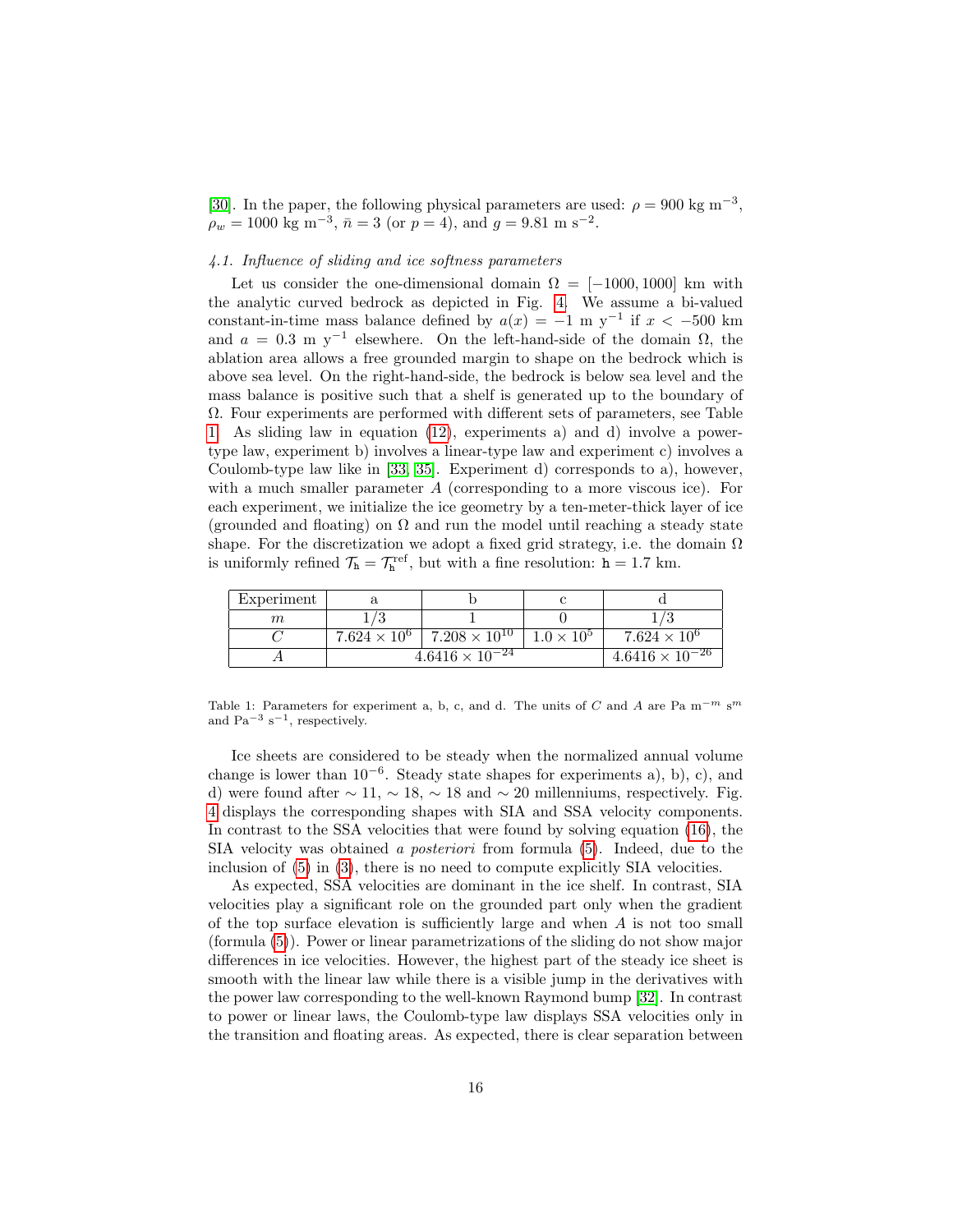[30]. In the paper, the following physical parameters are used: $\rho = 900$ kg m$^{-3}$, $\rho_w = 1000$ kg m$^{-3}$, $\bar{n} = 3$ (or $p = 4$), and $g = 9.81$ m s$^{-2}$.

### *4.1. Influence of sliding and ice softness parameters*

Let us consider the one-dimensional domain $\Omega = [-1000, 1000]$ km with the analytic curved bedrock as depicted in Fig. 4. We assume a bi-valued constant-in-time mass balance defined by $a(x) = -1$ m y$^{-1}$ if $x < -500$ km and $a = 0.3$ m y$^{-1}$ elsewhere. On the left-hand-side of the domain $\Omega$, the ablation area allows a free grounded margin to shape on the bedrock which is above sea level. On the right-hand-side, the bedrock is below sea level and the mass balance is positive such that a shelf is generated up to the boundary of $\Omega$. Four experiments are performed with different sets of parameters, see Table 1. As sliding law in equation (12), experiments a) and d) involve a power-type law, experiment b) involves a linear-type law and experiment c) involves a Coulomb-type law like in [33, 35]. Experiment d) corresponds to a), however, with a much smaller parameter $A$ (corresponding to a more viscous ice). For each experiment, we initialize the ice geometry by a ten-meter-thick layer of ice (grounded and floating) on $\Omega$ and run the model until reaching a steady state shape. For the discretization we adopt a fixed grid strategy, i.e. the domain $\Omega$ is uniformly refined $\mathcal{T}_{\mathtt{h}} = \mathcal{T}_{\mathtt{h}}^{\mathrm{ref}}$, but with a fine resolution: $\mathtt{h} = 1.7$ km.

| Experiment | a | b | c | d |
|---|---|---|---|---|
| $m$ | $1/3$ | $1$ | $0$ | $1/3$ |
| $C$ | $7.624 \times 10^6$ | $7.208 \times 10^{10}$ | $1.0 \times 10^5$ | $7.624 \times 10^6$ |
| $A$ | $4.6416 \times 10^{-24}$ | | | $4.6416 \times 10^{-26}$ |

Table 1: Parameters for experiment a, b, c, and d. The units of $C$ and $A$ are Pa m$^{-m}$ s$^m$ and Pa$^{-3}$ s$^{-1}$, respectively.

Ice sheets are considered to be steady when the normalized annual volume change is lower than $10^{-6}$. Steady state shapes for experiments a), b), c), and d) were found after $\sim 11$, $\sim 18$, $\sim 18$ and $\sim 20$ millenniums, respectively. Fig. 4 displays the corresponding shapes with SIA and SSA velocity components. In contrast to the SSA velocities that were found by solving equation (16), the SIA velocity was obtained *a posteriori* from formula (5). Indeed, due to the inclusion of (5) in (3), there is no need to compute explicitly SIA velocities.

As expected, SSA velocities are dominant in the ice shelf. In contrast, SIA velocities play a significant role on the grounded part only when the gradient of the top surface elevation is sufficiently large and when $A$ is not too small (formula (5)). Power or linear parametrizations of the sliding do not show major differences in ice velocities. However, the highest part of the steady ice sheet is smooth with the linear law while there is a visible jump in the derivatives with the power law corresponding to the well-known Raymond bump [32]. In contrast to power or linear laws, the Coulomb-type law displays SSA velocities only in the transition and floating areas. As expected, there is clear separation between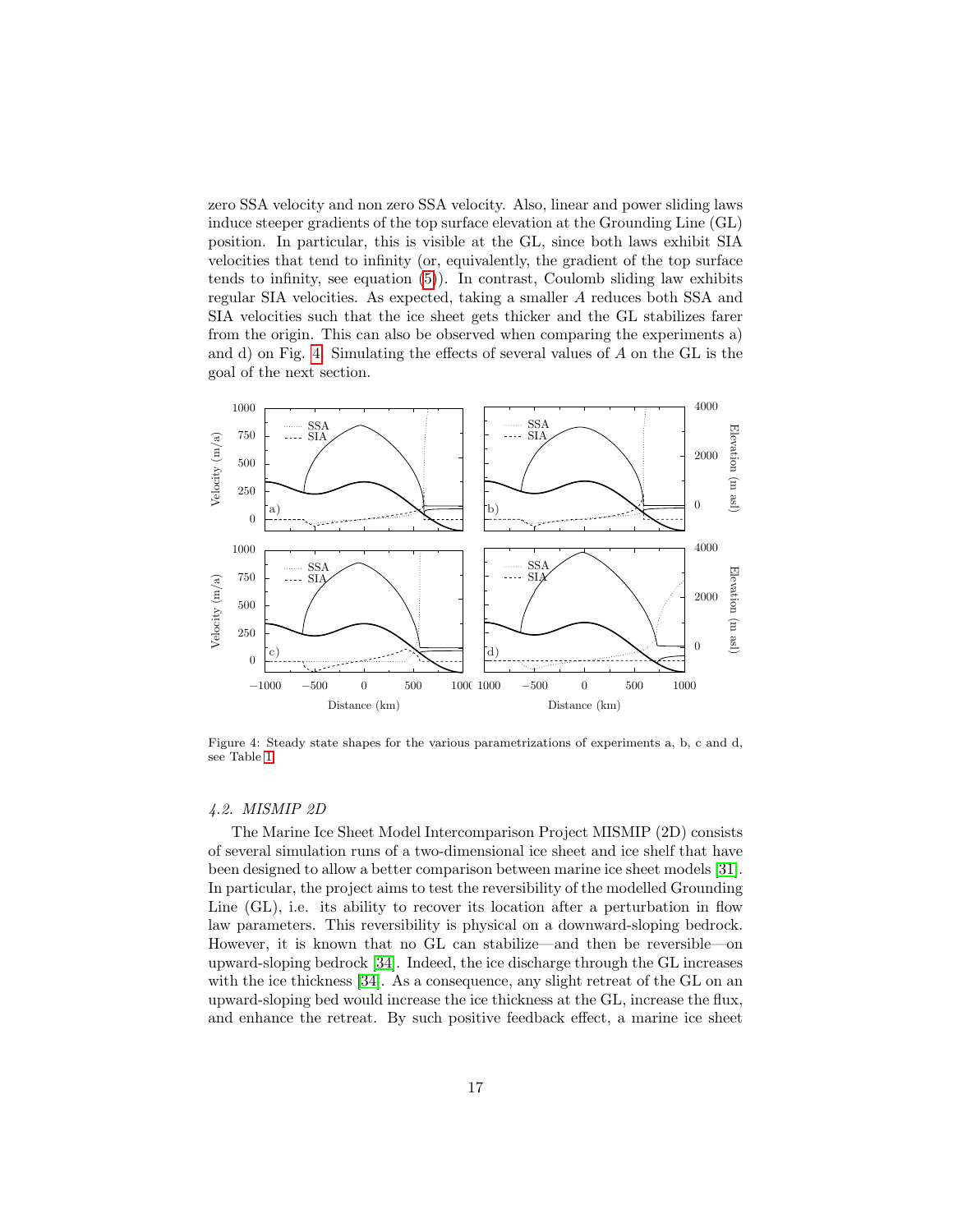zero SSA velocity and non zero SSA velocity. Also, linear and power sliding laws induce steeper gradients of the top surface elevation at the Grounding Line (GL) position. In particular, this is visible at the GL, since both laws exhibit SIA velocities that tend to infinity (or, equivalently, the gradient of the top surface tends to infinity, see equation (5)). In contrast, Coulomb sliding law exhibits regular SIA velocities. As expected, taking a smaller $A$ reduces both SSA and SIA velocities such that the ice sheet gets thicker and the GL stabilizes farer from the origin. This can also be observed when comparing the experiments a) and d) on Fig. 4. Simulating the effects of several values of $A$ on the GL is the goal of the next section.

Figure 4: Steady state shapes for the various parametrizations of experiments a, b, c and d, see Table 1.

### 4.2. MISMIP 2D

The Marine Ice Sheet Model Intercomparison Project MISMIP (2D) consists of several simulation runs of a two-dimensional ice sheet and ice shelf that have been designed to allow a better comparison between marine ice sheet models [31]. In particular, the project aims to test the reversibility of the modelled Grounding Line (GL), i.e. its ability to recover its location after a perturbation in flow law parameters. This reversibility is physical on a downward-sloping bedrock. However, it is known that no GL can stabilize—and then be reversible—on upward-sloping bedrock [34]. Indeed, the ice discharge through the GL increases with the ice thickness [34]. As a consequence, any slight retreat of the GL on an upward-sloping bed would increase the ice thickness at the GL, increase the flux, and enhance the retreat. By such positive feedback effect, a marine ice sheet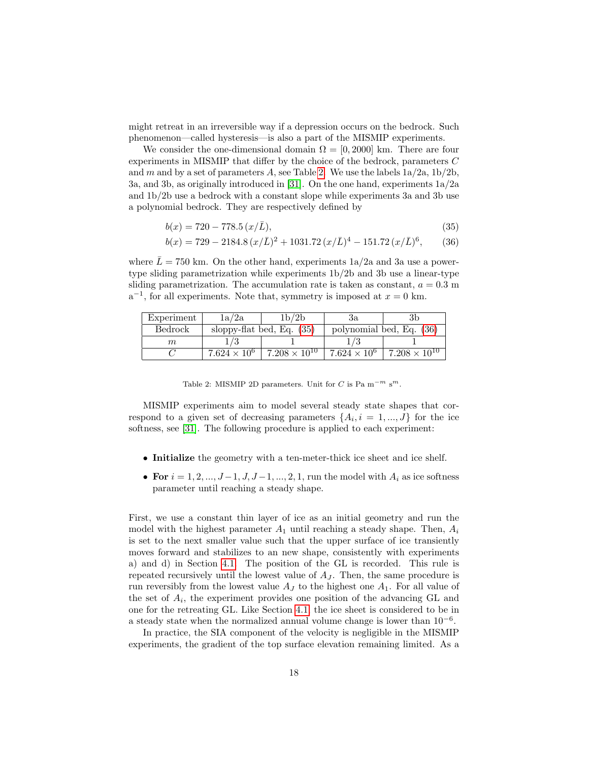might retreat in an irreversible way if a depression occurs on the bedrock. Such phenomenon—called hysteresis—is also a part of the MISMIP experiments.

We consider the one-dimensional domain $\Omega = [0, 2000]$ km. There are four experiments in MISMIP that differ by the choice of the bedrock, parameters $C$ and $m$ and by a set of parameters $A$, see Table 2. We use the labels 1a/2a, 1b/2b, 3a, and 3b, as originally introduced in [31]. On the one hand, experiments 1a/2a and 1b/2b use a bedrock with a constant slope while experiments 3a and 3b use a polynomial bedrock. They are respectively defined by

$$b(x) = 720 - 778.5\,(x/\bar{L}), \tag{35}$$

$$b(x) = 729 - 2184.8\,(x/\bar{L})^2 + 1031.72\,(x/\bar{L})^4 - 151.72\,(x/\bar{L})^6, \tag{36}$$

where $\bar{L} = 750$ km. On the other hand, experiments 1a/2a and 3a use a power-type sliding parametrization while experiments 1b/2b and 3b use a linear-type sliding parametrization. The accumulation rate is taken as constant, $a = 0.3$ m a$^{-1}$, for all experiments. Note that, symmetry is imposed at $x = 0$ km.

| Experiment | 1a/2a | 1b/2b | 3a | 3b |
|---|---|---|---|---|
| Bedrock | sloppy-flat bed, Eq. (35) | | polynomial bed, Eq. (36) | |
| $m$ | $1/3$ | $1$ | $1/3$ | $1$ |
| $C$ | $7.624 \times 10^6$ | $7.208 \times 10^{10}$ | $7.624 \times 10^6$ | $7.208 \times 10^{10}$ |

Table 2: MISMIP 2D parameters. Unit for $C$ is Pa m$^{-m}$ s$^m$.

MISMIP experiments aim to model several steady state shapes that correspond to a given set of decreasing parameters $\{A_i, i = 1, ..., J\}$ for the ice softness, see [31]. The following procedure is applied to each experiment:

- **Initialize** the geometry with a ten-meter-thick ice sheet and ice shelf.
- **For** $i = 1, 2, ..., J-1, J, J-1, ..., 2, 1$, run the model with $A_i$ as ice softness parameter until reaching a steady shape.

First, we use a constant thin layer of ice as an initial geometry and run the model with the highest parameter $A_1$ until reaching a steady shape. Then, $A_i$ is set to the next smaller value such that the upper surface of ice transiently moves forward and stabilizes to an new shape, consistently with experiments a) and d) in Section 4.1. The position of the GL is recorded. This rule is repeated recursively until the lowest value of $A_J$. Then, the same procedure is run reversibly from the lowest value $A_J$ to the highest one $A_1$. For all value of the set of $A_i$, the experiment provides one position of the advancing GL and one for the retreating GL. Like Section 4.1, the ice sheet is considered to be in a steady state when the normalized annual volume change is lower than $10^{-6}$.

In practice, the SIA component of the velocity is negligible in the MISMIP experiments, the gradient of the top surface elevation remaining limited. As a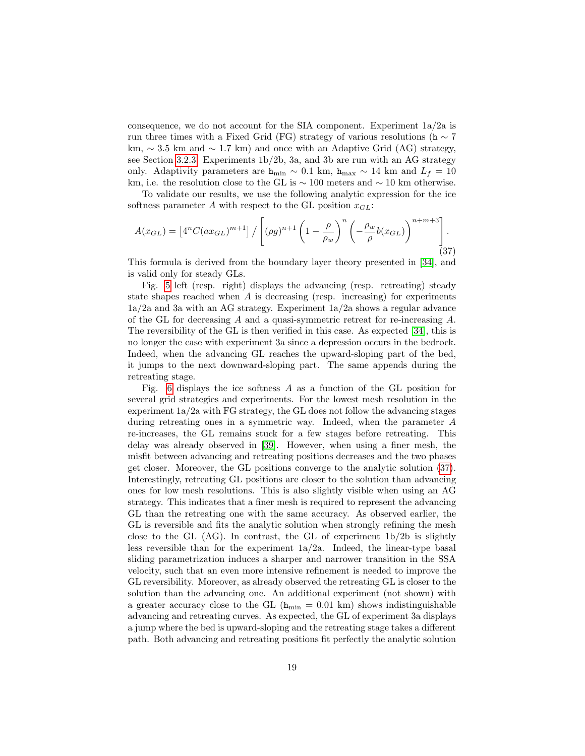consequence, we do not account for the SIA component. Experiment 1a/2a is run three times with a Fixed Grid (FG) strategy of various resolutions ($\mathtt{h} \sim 7$ km, $\sim 3.5$ km and $\sim 1.7$ km) and once with an Adaptive Grid (AG) strategy, see Section 3.2.3. Experiments 1b/2b, 3a, and 3b are run with an AG strategy only. Adaptivity parameters are $\mathtt{h}_{\min} \sim 0.1$ km, $\mathtt{h}_{\max} \sim 14$ km and $L_f = 10$ km, i.e. the resolution close to the GL is $\sim 100$ meters and $\sim 10$ km otherwise.

To validate our results, we use the following analytic expression for the ice softness parameter $A$ with respect to the GL position $x_{GL}$:

$$A(x_{GL}) = \left[4^n C (a x_{GL})^{m+1}\right] / \left[ (\rho g)^{n+1} \left(1 - \frac{\rho}{\rho_w}\right)^n \left(-\frac{\rho_w}{\rho} b(x_{GL})\right)^{n+m+3} \right]. \tag{37}$$

This formula is derived from the boundary layer theory presented in [34], and is valid only for steady GLs.

Fig. 5 left (resp. right) displays the advancing (resp. retreating) steady state shapes reached when $A$ is decreasing (resp. increasing) for experiments 1a/2a and 3a with an AG strategy. Experiment 1a/2a shows a regular advance of the GL for decreasing $A$ and a quasi-symmetric retreat for re-increasing $A$. The reversibility of the GL is then verified in this case. As expected [34], this is no longer the case with experiment 3a since a depression occurs in the bedrock. Indeed, when the advancing GL reaches the upward-sloping part of the bed, it jumps to the next downward-sloping part. The same appends during the retreating stage.

Fig. 6 displays the ice softness $A$ as a function of the GL position for several grid strategies and experiments. For the lowest mesh resolution in the experiment 1a/2a with FG strategy, the GL does not follow the advancing stages during retreating ones in a symmetric way. Indeed, when the parameter $A$ re-increases, the GL remains stuck for a few stages before retreating. This delay was already observed in [39]. However, when using a finer mesh, the misfit between advancing and retreating positions decreases and the two phases get closer. Moreover, the GL positions converge to the analytic solution (37). Interestingly, retreating GL positions are closer to the solution than advancing ones for low mesh resolutions. This is also slightly visible when using an AG strategy. This indicates that a finer mesh is required to represent the advancing GL than the retreating one with the same accuracy. As observed earlier, the GL is reversible and fits the analytic solution when strongly refining the mesh close to the GL (AG). In contrast, the GL of experiment 1b/2b is slightly less reversible than for the experiment 1a/2a. Indeed, the linear-type basal sliding parametrization induces a sharper and narrower transition in the SSA velocity, such that an even more intensive refinement is needed to improve the GL reversibility. Moreover, as already observed the retreating GL is closer to the solution than the advancing one. An additional experiment (not shown) with a greater accuracy close to the GL ($\mathtt{h}_{\min} = 0.01$ km) shows indistinguishable advancing and retreating curves. As expected, the GL of experiment 3a displays a jump where the bed is upward-sloping and the retreating stage takes a different path. Both advancing and retreating positions fit perfectly the analytic solution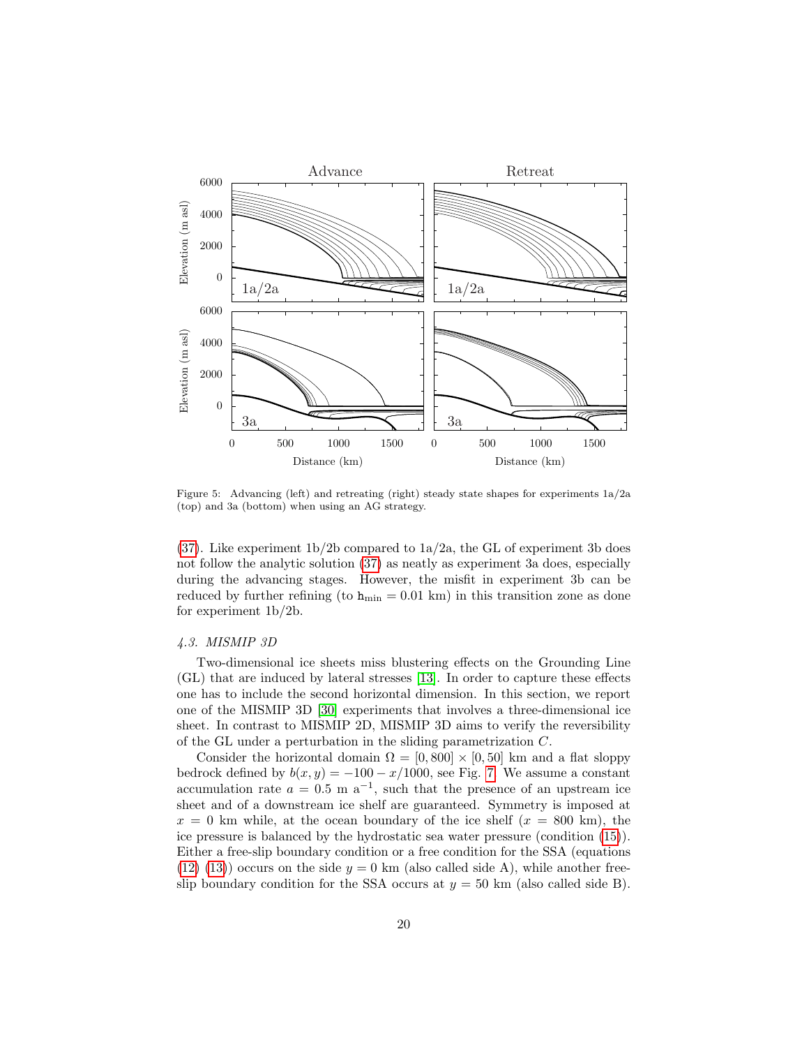Figure 5: Advancing (left) and retreating (right) steady state shapes for experiments 1a/2a (top) and 3a (bottom) when using an AG strategy.

(37). Like experiment 1b/2b compared to 1a/2a, the GL of experiment 3b does not follow the analytic solution (37) as neatly as experiment 3a does, especially during the advancing stages. However, the misfit in experiment 3b can be reduced by further refining (to $\mathtt{h}_{\min} = 0.01$ km) in this transition zone as done for experiment 1b/2b.

### *4.3. MISMIP 3D*

Two-dimensional ice sheets miss blustering effects on the Grounding Line (GL) that are induced by lateral stresses [13]. In order to capture these effects one has to include the second horizontal dimension. In this section, we report one of the MISMIP 3D [30] experiments that involves a three-dimensional ice sheet. In contrast to MISMIP 2D, MISMIP 3D aims to verify the reversibility of the GL under a perturbation in the sliding parametrization $C$.

Consider the horizontal domain $\Omega = [0, 800] \times [0, 50]$ km and a flat sloppy bedrock defined by $b(x, y) = -100 - x/1000$, see Fig. 7. We assume a constant accumulation rate $a = 0.5$ m a$^{-1}$, such that the presence of an upstream ice sheet and of a downstream ice shelf are guaranteed. Symmetry is imposed at $x = 0$ km while, at the ocean boundary of the ice shelf ($x = 800$ km), the ice pressure is balanced by the hydrostatic sea water pressure (condition (15)). Either a free-slip boundary condition or a free condition for the SSA (equations (12) (13)) occurs on the side $y = 0$ km (also called side A), while another free-slip boundary condition for the SSA occurs at $y = 50$ km (also called side B).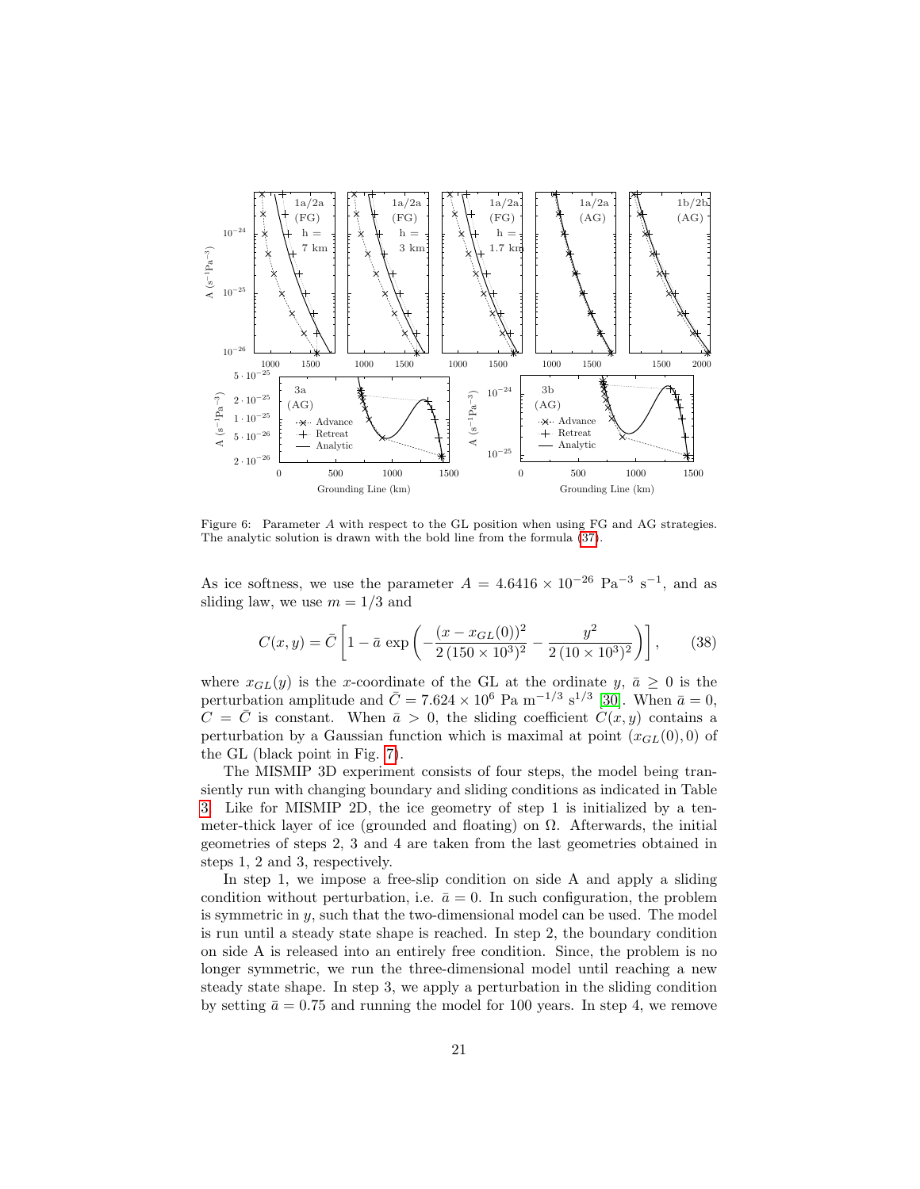Figure 6: Parameter $A$ with respect to the GL position when using FG and AG strategies. The analytic solution is drawn with the bold line from the formula (37).

As ice softness, we use the parameter $A = 4.6416 \times 10^{-26}$ Pa$^{-3}$ s$^{-1}$, and as sliding law, we use $m = 1/3$ and

$$C(x, y) = \bar{C} \left[ 1 - \bar{a} \, \exp\left( -\frac{(x - x_{GL}(0))^2}{2\,(150 \times 10^3)^2} - \frac{y^2}{2\,(10 \times 10^3)^2} \right) \right], \tag{38}$$

where $x_{GL}(y)$ is the $x$-coordinate of the GL at the ordinate $y$, $\bar{a} \geq 0$ is the perturbation amplitude and $\bar{C} = 7.624 \times 10^6$ Pa m$^{-1/3}$ s$^{1/3}$ [30]. When $\bar{a} = 0$, $C = \bar{C}$ is constant. When $\bar{a} > 0$, the sliding coefficient $C(x, y)$ contains a perturbation by a Gaussian function which is maximal at point $(x_{GL}(0), 0)$ of the GL (black point in Fig. 7).

The MISMIP 3D experiment consists of four steps, the model being transiently run with changing boundary and sliding conditions as indicated in Table 3. Like for MISMIP 2D, the ice geometry of step 1 is initialized by a ten-meter-thick layer of ice (grounded and floating) on $\Omega$. Afterwards, the initial geometries of steps 2, 3 and 4 are taken from the last geometries obtained in steps 1, 2 and 3, respectively.

In step 1, we impose a free-slip condition on side A and apply a sliding condition without perturbation, i.e. $\bar{a} = 0$. In such configuration, the problem is symmetric in $y$, such that the two-dimensional model can be used. The model is run until a steady state shape is reached. In step 2, the boundary condition on side A is released into an entirely free condition. Since, the problem is no longer symmetric, we run the three-dimensional model until reaching a new steady state shape. In step 3, we apply a perturbation in the sliding condition by setting $\bar{a} = 0.75$ and running the model for 100 years. In step 4, we remove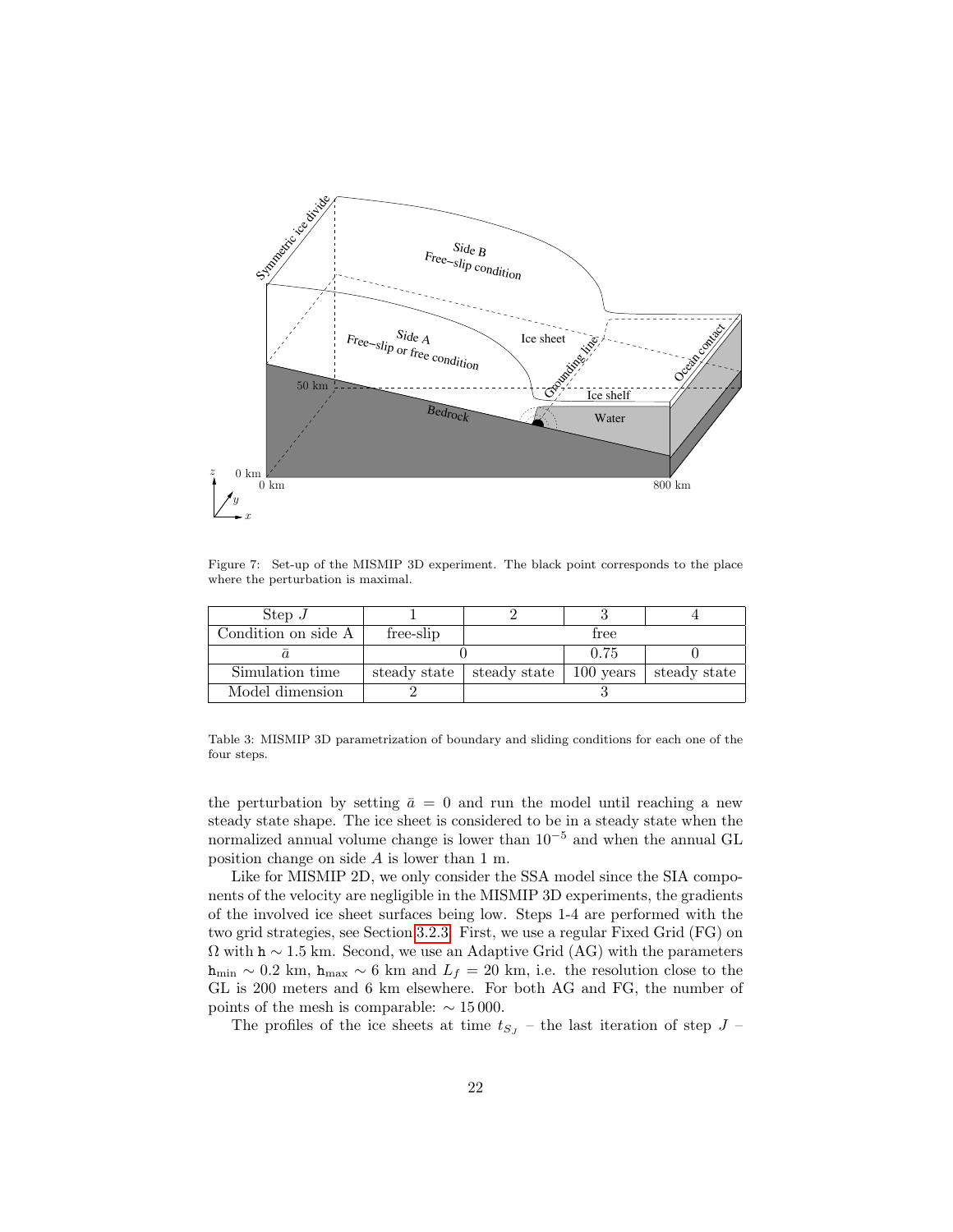Figure 7: Set-up of the MISMIP 3D experiment. The black point corresponds to the place where the perturbation is maximal.

| Step $J$ | 1 | 2 | 3 | 4 |
|---|---|---|---|---|
| Condition on side A | free-slip | free | | |
| $\bar{a}$ | 0 | | 0.75 | 0 |
| Simulation time | steady state | steady state | 100 years | steady state |
| Model dimension | 2 | 3 | | |

Table 3: MISMIP 3D parametrization of boundary and sliding conditions for each one of the four steps.

the perturbation by setting $\bar{a} = 0$ and run the model until reaching a new steady state shape. The ice sheet is considered to be in a steady state when the normalized annual volume change is lower than $10^{-5}$ and when the annual GL position change on side $A$ is lower than 1 m.

Like for MISMIP 2D, we only consider the SSA model since the SIA components of the velocity are negligible in the MISMIP 3D experiments, the gradients of the involved ice sheet surfaces being low. Steps 1-4 are performed with the two grid strategies, see Section 3.2.3. First, we use a regular Fixed Grid (FG) on $\Omega$ with $\mathtt{h} \sim 1.5$ km. Second, we use an Adaptive Grid (AG) with the parameters $\mathtt{h}_{\min} \sim 0.2$ km, $\mathtt{h}_{\max} \sim 6$ km and $L_f = 20$ km, i.e. the resolution close to the GL is 200 meters and 6 km elsewhere. For both AG and FG, the number of points of the mesh is comparable: $\sim 15\,000$.

The profiles of the ice sheets at time $t_{S_J}$ – the last iteration of step $J$ –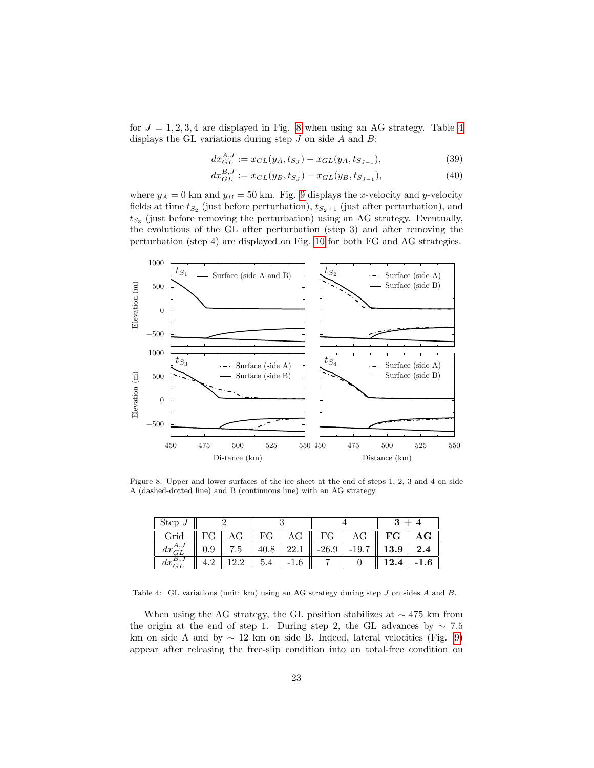for $J = 1, 2, 3, 4$ are displayed in Fig. 8 when using an AG strategy. Table 4 displays the GL variations during step $J$ on side $A$ and $B$:

$$dx_{GL}^{A,J} := x_{GL}(y_A, t_{S_J}) - x_{GL}(y_A, t_{S_{J-1}}), \tag{39}$$

$$dx_{GL}^{B,J} := x_{GL}(y_B, t_{S_J}) - x_{GL}(y_B, t_{S_{J-1}}), \tag{40}$$

where $y_A = 0$ km and $y_B = 50$ km. Fig. 9 displays the $x$-velocity and $y$-velocity fields at time $t_{S_2}$ (just before perturbation), $t_{S_2+1}$ (just after perturbation), and $t_{S_3}$ (just before removing the perturbation) using an AG strategy. Eventually, the evolutions of the GL after perturbation (step 3) and after removing the perturbation (step 4) are displayed on Fig. 10 for both FG and AG strategies.

Figure 8: Upper and lower surfaces of the ice sheet at the end of steps 1, 2, 3 and 4 on side A (dashed-dotted line) and B (continuous line) with an AG strategy.

| Step $J$ | 2 | | 3 | | 4 | | **3 + 4** | |
|---|---|---|---|---|---|---|---|---|
| Grid | FG | AG | FG | AG | FG | AG | **FG** | **AG** |
| $dx_{GL}^{A,J}$ | 0.9 | 7.5 | 40.8 | 22.1 | -26.9 | -19.7 | **13.9** | **2.4** |
| $dx_{GL}^{B,J}$ | 4.2 | 12.2 | 5.4 | -1.6 | 7 | 0 | **12.4** | **-1.6** |

Table 4: GL variations (unit: km) using an AG strategy during step $J$ on sides $A$ and $B$.

When using the AG strategy, the GL position stabilizes at $\sim$ 475 km from the origin at the end of step 1. During step 2, the GL advances by $\sim$ 7.5 km on side A and by $\sim$ 12 km on side B. Indeed, lateral velocities (Fig. 9) appear after releasing the free-slip condition into an total-free condition on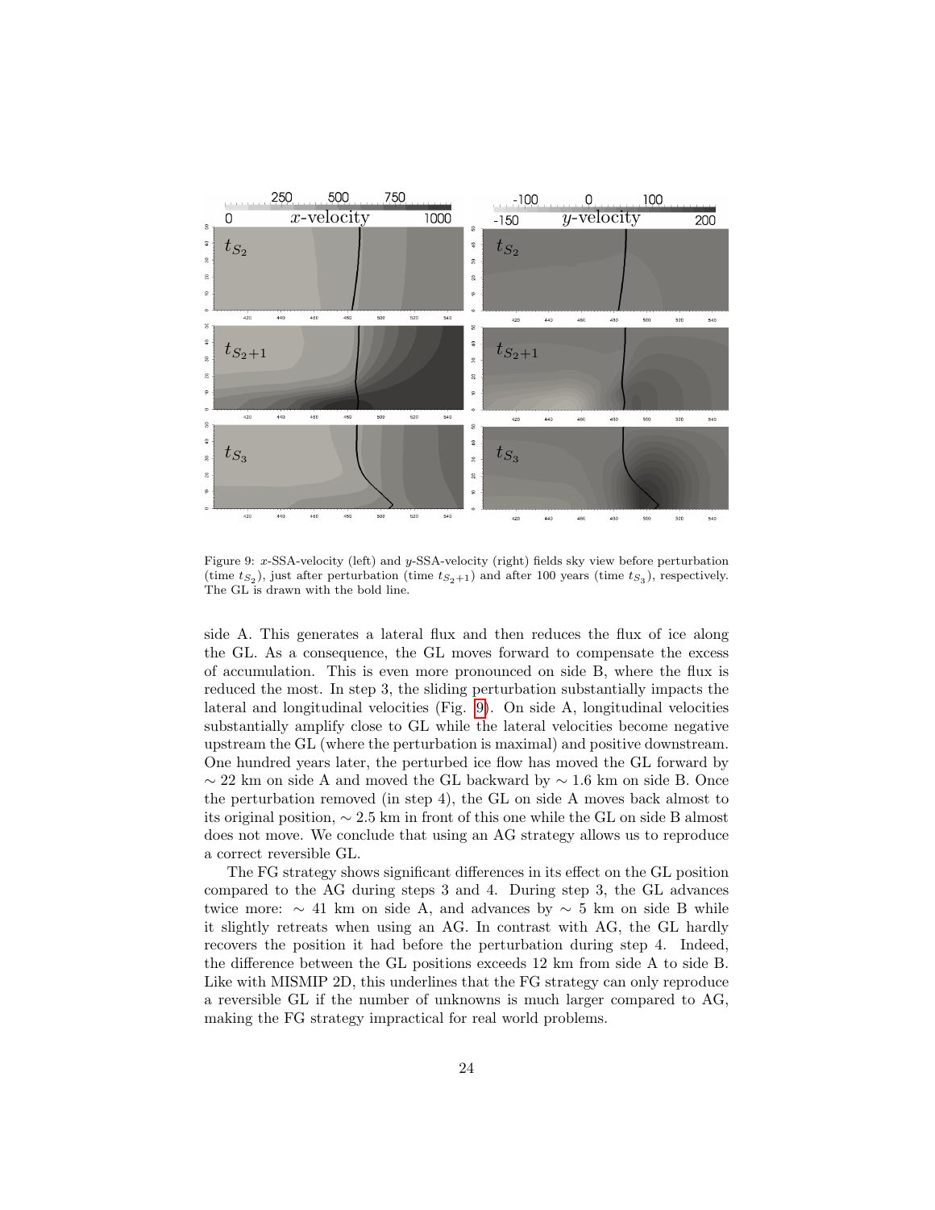Figure 9: $x$-SSA-velocity (left) and $y$-SSA-velocity (right) fields sky view before perturbation (time $t_{S_2}$), just after perturbation (time $t_{S_2+1}$) and after 100 years (time $t_{S_3}$), respectively. The GL is drawn with the bold line.

side A. This generates a lateral flux and then reduces the flux of ice along the GL. As a consequence, the GL moves forward to compensate the excess of accumulation. This is even more pronounced on side B, where the flux is reduced the most. In step 3, the sliding perturbation substantially impacts the lateral and longitudinal velocities (Fig. 9). On side A, longitudinal velocities substantially amplify close to GL while the lateral velocities become negative upstream the GL (where the perturbation is maximal) and positive downstream. One hundred years later, the perturbed ice flow has moved the GL forward by $\sim 22$ km on side A and moved the GL backward by $\sim 1.6$ km on side B. Once the perturbation removed (in step 4), the GL on side A moves back almost to its original position, $\sim 2.5$ km in front of this one while the GL on side B almost does not move. We conclude that using an AG strategy allows us to reproduce a correct reversible GL.

The FG strategy shows significant differences in its effect on the GL position compared to the AG during steps 3 and 4. During step 3, the GL advances twice more: $\sim 41$ km on side A, and advances by $\sim 5$ km on side B while it slightly retreats when using an AG. In contrast with AG, the GL hardly recovers the position it had before the perturbation during step 4. Indeed, the difference between the GL positions exceeds 12 km from side A to side B. Like with MISMIP 2D, this underlines that the FG strategy can only reproduce a reversible GL if the number of unknowns is much larger compared to AG, making the FG strategy impractical for real world problems.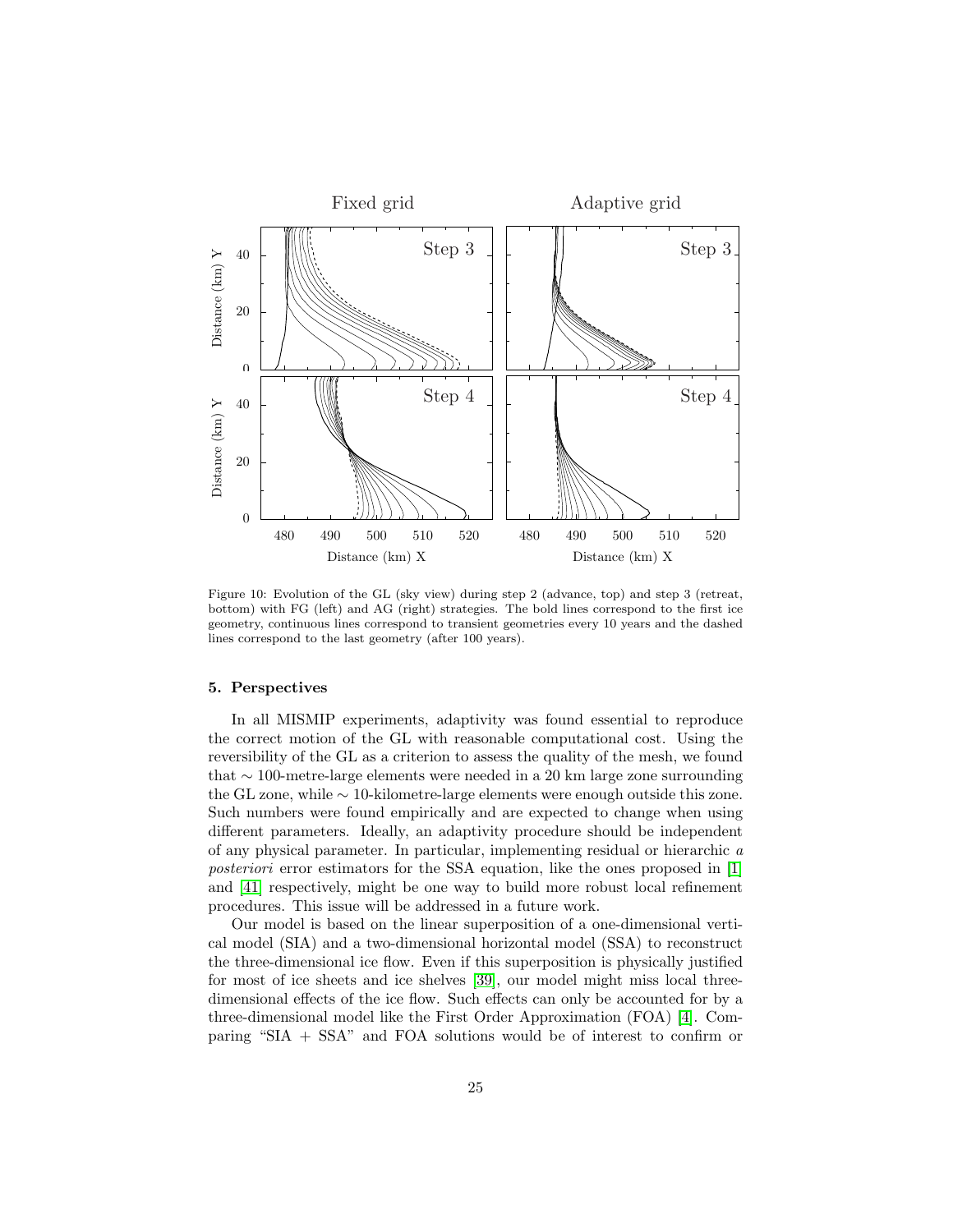Figure 10: Evolution of the GL (sky view) during step 2 (advance, top) and step 3 (retreat, bottom) with FG (left) and AG (right) strategies. The bold lines correspond to the first ice geometry, continuous lines correspond to transient geometries every 10 years and the dashed lines correspond to the last geometry (after 100 years).

## 5. Perspectives

In all MISMIP experiments, adaptivity was found essential to reproduce the correct motion of the GL with reasonable computational cost. Using the reversibility of the GL as a criterion to assess the quality of the mesh, we found that $\sim$ 100-metre-large elements were needed in a 20 km large zone surrounding the GL zone, while $\sim$ 10-kilometre-large elements were enough outside this zone. Such numbers were found empirically and are expected to change when using different parameters. Ideally, an adaptivity procedure should be independent of any physical parameter. In particular, implementing residual or hierarchic *a posteriori* error estimators for the SSA equation, like the ones proposed in [1] and [41] respectively, might be one way to build more robust local refinement procedures. This issue will be addressed in a future work.

Our model is based on the linear superposition of a one-dimensional vertical model (SIA) and a two-dimensional horizontal model (SSA) to reconstruct the three-dimensional ice flow. Even if this superposition is physically justified for most of ice sheets and ice shelves [39], our model might miss local three-dimensional effects of the ice flow. Such effects can only be accounted for by a three-dimensional model like the First Order Approximation (FOA) [4]. Comparing "SIA + SSA" and FOA solutions would be of interest to confirm or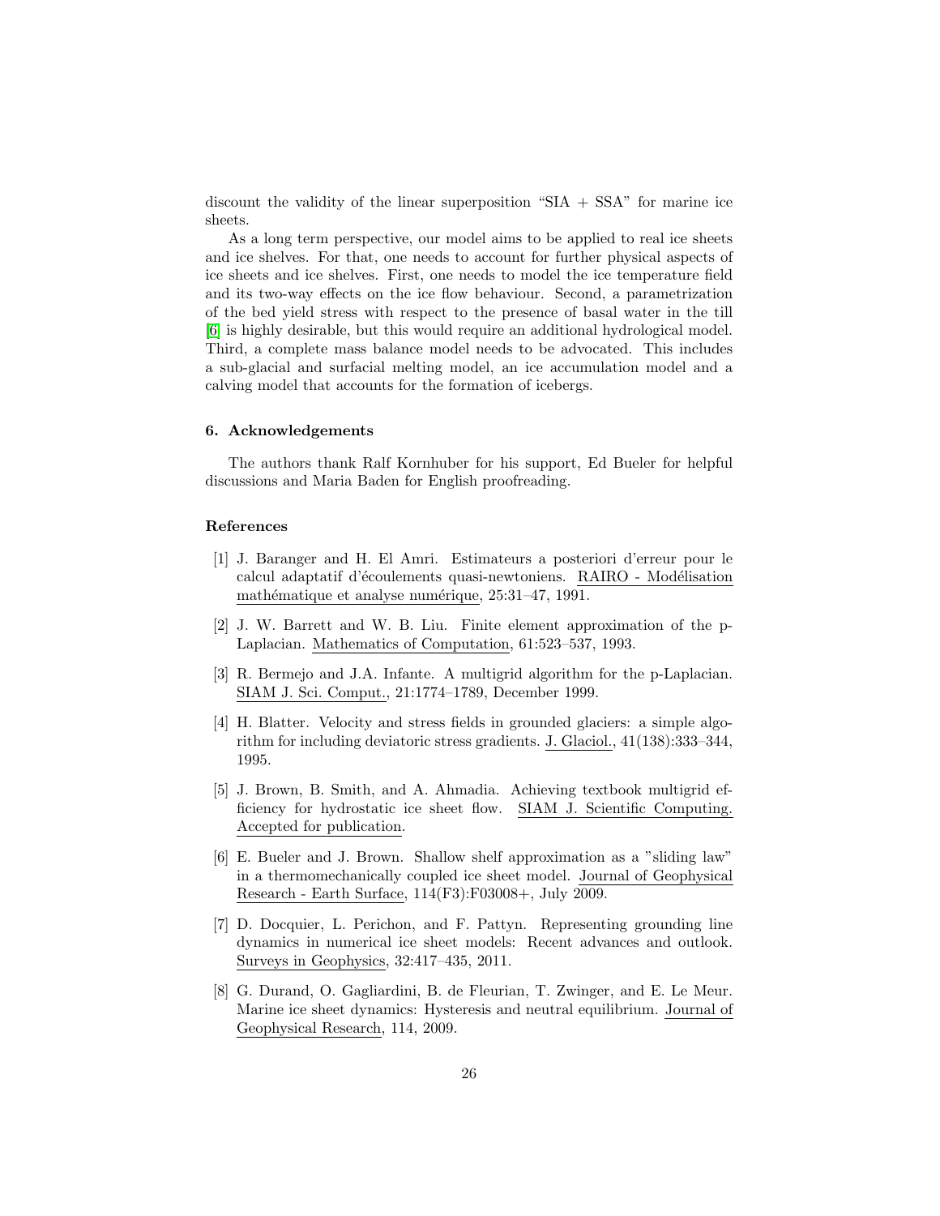discount the validity of the linear superposition "SIA + SSA" for marine ice sheets.

As a long term perspective, our model aims to be applied to real ice sheets and ice shelves. For that, one needs to account for further physical aspects of ice sheets and ice shelves. First, one needs to model the ice temperature field and its two-way effects on the ice flow behaviour. Second, a parametrization of the bed yield stress with respect to the presence of basal water in the till [6] is highly desirable, but this would require an additional hydrological model. Third, a complete mass balance model needs to be advocated. This includes a sub-glacial and surfacial melting model, an ice accumulation model and a calving model that accounts for the formation of icebergs.

### 6. Acknowledgements

The authors thank Ralf Kornhuber for his support, Ed Bueler for helpful discussions and Maria Baden for English proofreading.

### References

[1] J. Baranger and H. El Amri. Estimateurs a posteriori d'erreur pour le calcul adaptatif d'écoulements quasi-newtoniens. RAIRO - Modélisation mathématique et analyse numérique, 25:31–47, 1991.

[2] J. W. Barrett and W. B. Liu. Finite element approximation of the p-Laplacian. Mathematics of Computation, 61:523–537, 1993.

[3] R. Bermejo and J.A. Infante. A multigrid algorithm for the p-Laplacian. SIAM J. Sci. Comput., 21:1774–1789, December 1999.

[4] H. Blatter. Velocity and stress fields in grounded glaciers: a simple algorithm for including deviatoric stress gradients. J. Glaciol., 41(138):333–344, 1995.

[5] J. Brown, B. Smith, and A. Ahmadia. Achieving textbook multigrid efficiency for hydrostatic ice sheet flow. SIAM J. Scientific Computing. Accepted for publication.

[6] E. Bueler and J. Brown. Shallow shelf approximation as a "sliding law" in a thermomechanically coupled ice sheet model. Journal of Geophysical Research - Earth Surface, 114(F3):F03008+, July 2009.

[7] D. Docquier, L. Perichon, and F. Pattyn. Representing grounding line dynamics in numerical ice sheet models: Recent advances and outlook. Surveys in Geophysics, 32:417–435, 2011.

[8] G. Durand, O. Gagliardini, B. de Fleurian, T. Zwinger, and E. Le Meur. Marine ice sheet dynamics: Hysteresis and neutral equilibrium. Journal of Geophysical Research, 114, 2009.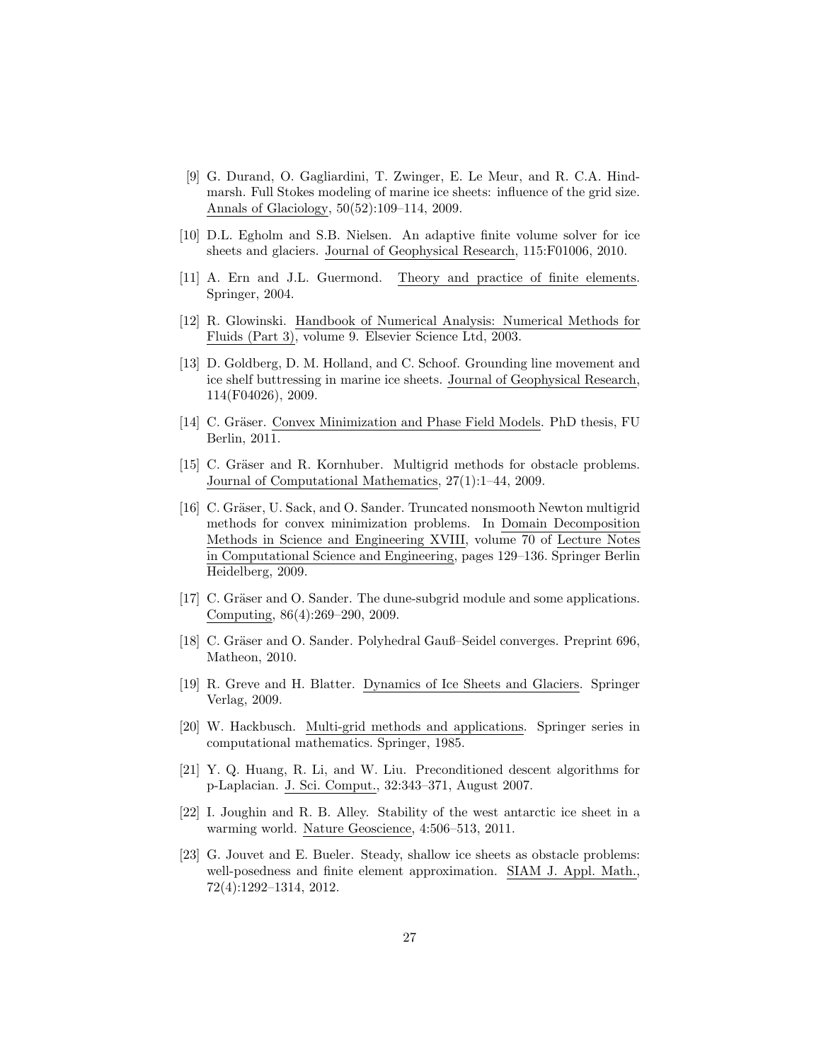[9] G. Durand, O. Gagliardini, T. Zwinger, E. Le Meur, and R. C.A. Hindmarsh. Full Stokes modeling of marine ice sheets: influence of the grid size. Annals of Glaciology, 50(52):109–114, 2009.

[10] D.L. Egholm and S.B. Nielsen. An adaptive finite volume solver for ice sheets and glaciers. Journal of Geophysical Research, 115:F01006, 2010.

[11] A. Ern and J.L. Guermond. Theory and practice of finite elements. Springer, 2004.

[12] R. Glowinski. Handbook of Numerical Analysis: Numerical Methods for Fluids (Part 3), volume 9. Elsevier Science Ltd, 2003.

[13] D. Goldberg, D. M. Holland, and C. Schoof. Grounding line movement and ice shelf buttressing in marine ice sheets. Journal of Geophysical Research, 114(F04026), 2009.

[14] C. Gräser. Convex Minimization and Phase Field Models. PhD thesis, FU Berlin, 2011.

[15] C. Gräser and R. Kornhuber. Multigrid methods for obstacle problems. Journal of Computational Mathematics, 27(1):1–44, 2009.

[16] C. Gräser, U. Sack, and O. Sander. Truncated nonsmooth Newton multigrid methods for convex minimization problems. In Domain Decomposition Methods in Science and Engineering XVIII, volume 70 of Lecture Notes in Computational Science and Engineering, pages 129–136. Springer Berlin Heidelberg, 2009.

[17] C. Gräser and O. Sander. The dune-subgrid module and some applications. Computing, 86(4):269–290, 2009.

[18] C. Gräser and O. Sander. Polyhedral Gauß–Seidel converges. Preprint 696, Matheon, 2010.

[19] R. Greve and H. Blatter. Dynamics of Ice Sheets and Glaciers. Springer Verlag, 2009.

[20] W. Hackbusch. Multi-grid methods and applications. Springer series in computational mathematics. Springer, 1985.

[21] Y. Q. Huang, R. Li, and W. Liu. Preconditioned descent algorithms for p-Laplacian. J. Sci. Comput., 32:343–371, August 2007.

[22] I. Joughin and R. B. Alley. Stability of the west antarctic ice sheet in a warming world. Nature Geoscience, 4:506–513, 2011.

[23] G. Jouvet and E. Bueler. Steady, shallow ice sheets as obstacle problems: well-posedness and finite element approximation. SIAM J. Appl. Math., 72(4):1292–1314, 2012.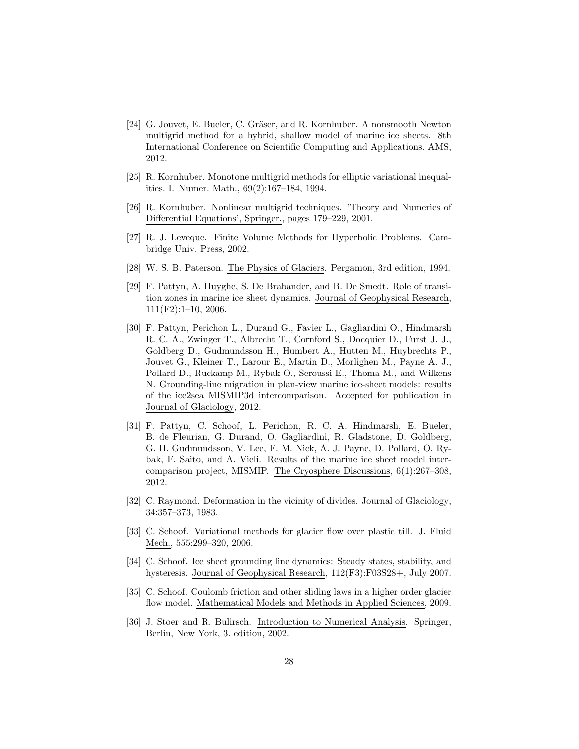[24] G. Jouvet, E. Bueler, C. Gräser, and R. Kornhuber. A nonsmooth Newton multigrid method for a hybrid, shallow model of marine ice sheets. 8th International Conference on Scientific Computing and Applications. AMS, 2012.

[25] R. Kornhuber. Monotone multigrid methods for elliptic variational inequalities. I. Numer. Math., 69(2):167–184, 1994.

[26] R. Kornhuber. Nonlinear multigrid techniques. 'Theory and Numerics of Differential Equations', Springer., pages 179–229, 2001.

[27] R. J. Leveque. Finite Volume Methods for Hyperbolic Problems. Cambridge Univ. Press, 2002.

[28] W. S. B. Paterson. The Physics of Glaciers. Pergamon, 3rd edition, 1994.

[29] F. Pattyn, A. Huyghe, S. De Brabander, and B. De Smedt. Role of transition zones in marine ice sheet dynamics. Journal of Geophysical Research, 111(F2):1–10, 2006.

[30] F. Pattyn, Perichon L., Durand G., Favier L., Gagliardini O., Hindmarsh R. C. A., Zwinger T., Albrecht T., Cornford S., Docquier D., Furst J. J., Goldberg D., Gudmundsson H., Humbert A., Hutten M., Huybrechts P., Jouvet G., Kleiner T., Larour E., Martin D., Morlighen M., Payne A. J., Pollard D., Ruckamp M., Rybak O., Seroussi E., Thoma M., and Wilkens N. Grounding-line migration in plan-view marine ice-sheet models: results of the ice2sea MISMIP3d intercomparison. Accepted for publication in Journal of Glaciology, 2012.

[31] F. Pattyn, C. Schoof, L. Perichon, R. C. A. Hindmarsh, E. Bueler, B. de Fleurian, G. Durand, O. Gagliardini, R. Gladstone, D. Goldberg, G. H. Gudmundsson, V. Lee, F. M. Nick, A. J. Payne, D. Pollard, O. Rybak, F. Saito, and A. Vieli. Results of the marine ice sheet model intercomparison project, MISMIP. The Cryosphere Discussions, 6(1):267–308, 2012.

[32] C. Raymond. Deformation in the vicinity of divides. Journal of Glaciology, 34:357–373, 1983.

[33] C. Schoof. Variational methods for glacier flow over plastic till. J. Fluid Mech., 555:299–320, 2006.

[34] C. Schoof. Ice sheet grounding line dynamics: Steady states, stability, and hysteresis. Journal of Geophysical Research, 112(F3):F03S28+, July 2007.

[35] C. Schoof. Coulomb friction and other sliding laws in a higher order glacier flow model. Mathematical Models and Methods in Applied Sciences, 2009.

[36] J. Stoer and R. Bulirsch. Introduction to Numerical Analysis. Springer, Berlin, New York, 3. edition, 2002.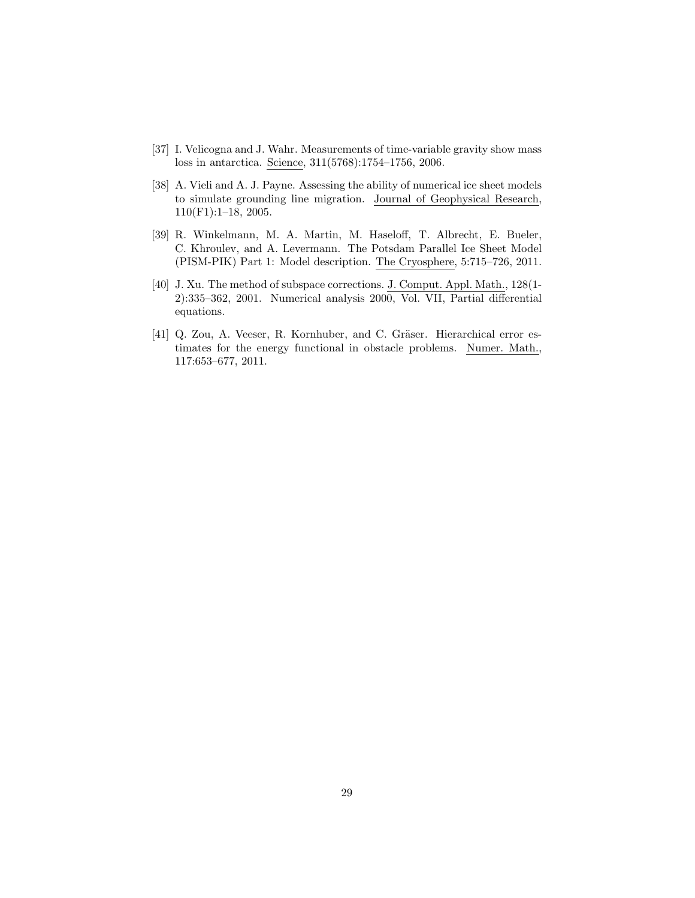[37] I. Velicogna and J. Wahr. Measurements of time-variable gravity show mass loss in antarctica. Science, 311(5768):1754–1756, 2006.

[38] A. Vieli and A. J. Payne. Assessing the ability of numerical ice sheet models to simulate grounding line migration. Journal of Geophysical Research, 110(F1):1–18, 2005.

[39] R. Winkelmann, M. A. Martin, M. Haseloff, T. Albrecht, E. Bueler, C. Khroulev, and A. Levermann. The Potsdam Parallel Ice Sheet Model (PISM-PIK) Part 1: Model description. The Cryosphere, 5:715–726, 2011.

[40] J. Xu. The method of subspace corrections. J. Comput. Appl. Math., 128(1-2):335–362, 2001. Numerical analysis 2000, Vol. VII, Partial differential equations.

[41] Q. Zou, A. Veeser, R. Kornhuber, and C. Gräser. Hierarchical error estimates for the energy functional in obstacle problems. Numer. Math., 117:653–677, 2011.